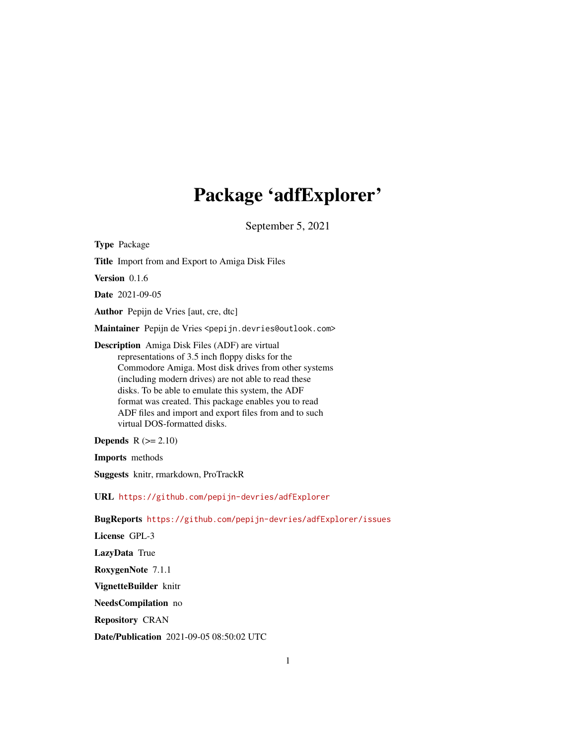# Package 'adfExplorer'

September 5, 2021

**Type** Package

**Title** Import from and Export to Amiga Disk Files

**Version** 0.1.6

**Date** 2021-09-05

**Author** Pepijn de Vries [aut, cre, dtc]

**Maintainer** Pepijn de Vries <pepijn.devries@outlook.com>

**Description** Amiga Disk Files (ADF) are virtual representations of 3.5 inch floppy disks for the Commodore Amiga. Most disk drives from other systems (including modern drives) are not able to read these disks. To be able to emulate this system, the ADF format was created. This package enables you to read ADF files and import and export files from and to such virtual DOS-formatted disks.

**Depends** R (>= 2.10)

**Imports** methods

**Suggests** knitr, rmarkdown, ProTrackR

**URL** https://github.com/pepijn-devries/adfExplorer

**BugReports** https://github.com/pepijn-devries/adfExplorer/issues

**License** GPL-3

**LazyData** True

**RoxygenNote** 7.1.1

**VignetteBuilder** knitr

**NeedsCompilation** no

**Repository** CRAN

**Date/Publication** 2021-09-05 08:50:02 UTC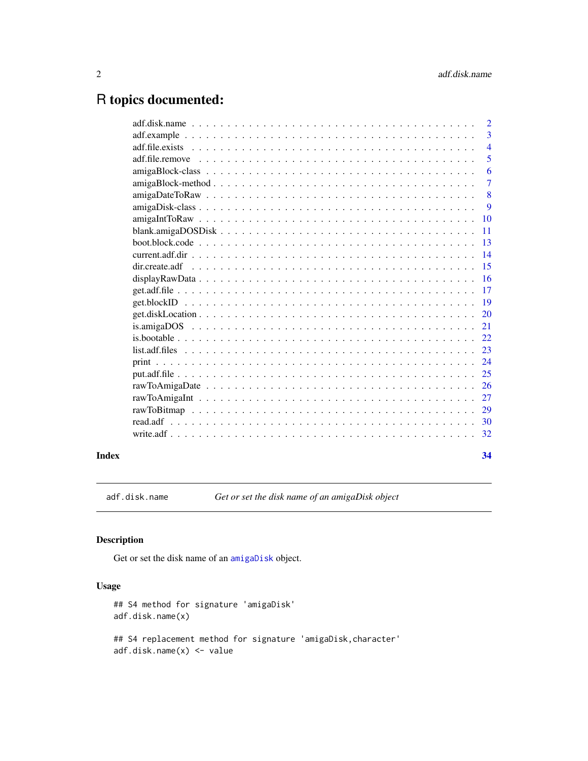# R topics documented:

| | |
|---|---|
| adf.disk.name | 2 |
| adf.example | 3 |
| adf.file.exists | 4 |
| adf.file.remove | 5 |
| amigaBlock-class | 6 |
| amigaBlock-method | 7 |
| amigaDateToRaw | 8 |
| amigaDisk-class | 9 |
| amigaIntToRaw | 10 |
| blank.amigaDOSDisk | 11 |
| boot.block.code | 13 |
| current.adf.dir | 14 |
| dir.create.adf | 15 |
| displayRawData | 16 |
| get.adf.file | 17 |
| get.blockID | 19 |
| get.diskLocation | 20 |
| is.amigaDOS | 21 |
| is.bootable | 22 |
| list.adf.files | 23 |
| print | 24 |
| put.adf.file | 25 |
| rawToAmigaDate | 26 |
| rawToAmigaInt | 27 |
| rawToBitmap | 29 |
| read.adf | 30 |
| write.adf | 32 |

**Index** **34**

---

`adf.disk.name` *Get or set the disk name of an amigaDisk object*

---

## Description

Get or set the disk name of an `amigaDisk` object.

## Usage

```
## S4 method for signature 'amigaDisk'
adf.disk.name(x)

## S4 replacement method for signature 'amigaDisk,character'
adf.disk.name(x) <- value
```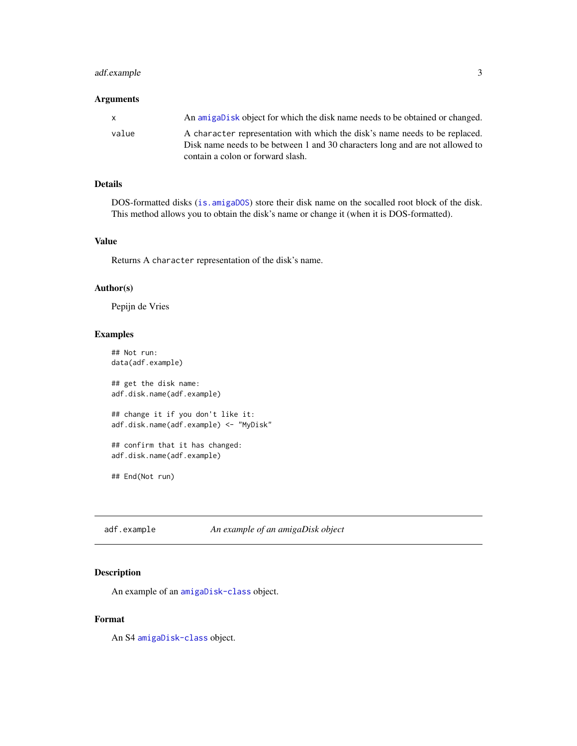### Arguments

| | |
|---|---|
| x | An amigaDisk object for which the disk name needs to be obtained or changed. |
| value | A character representation with which the disk's name needs to be replaced. Disk name needs to be between 1 and 30 characters long and are not allowed to contain a colon or forward slash. |

### Details

DOS-formatted disks (is.amigaDOS) store their disk name on the socalled root block of the disk. This method allows you to obtain the disk's name or change it (when it is DOS-formatted).

### Value

Returns A character representation of the disk's name.

### Author(s)

Pepijn de Vries

### Examples

```
## Not run:
data(adf.example)

## get the disk name:
adf.disk.name(adf.example)

## change it if you don't like it:
adf.disk.name(adf.example) <- "MyDisk"

## confirm that it has changed:
adf.disk.name(adf.example)

## End(Not run)
```

---

## adf.example *An example of an amigaDisk object*

---

### Description

An example of an amigaDisk-class object.

### Format

An S4 amigaDisk-class object.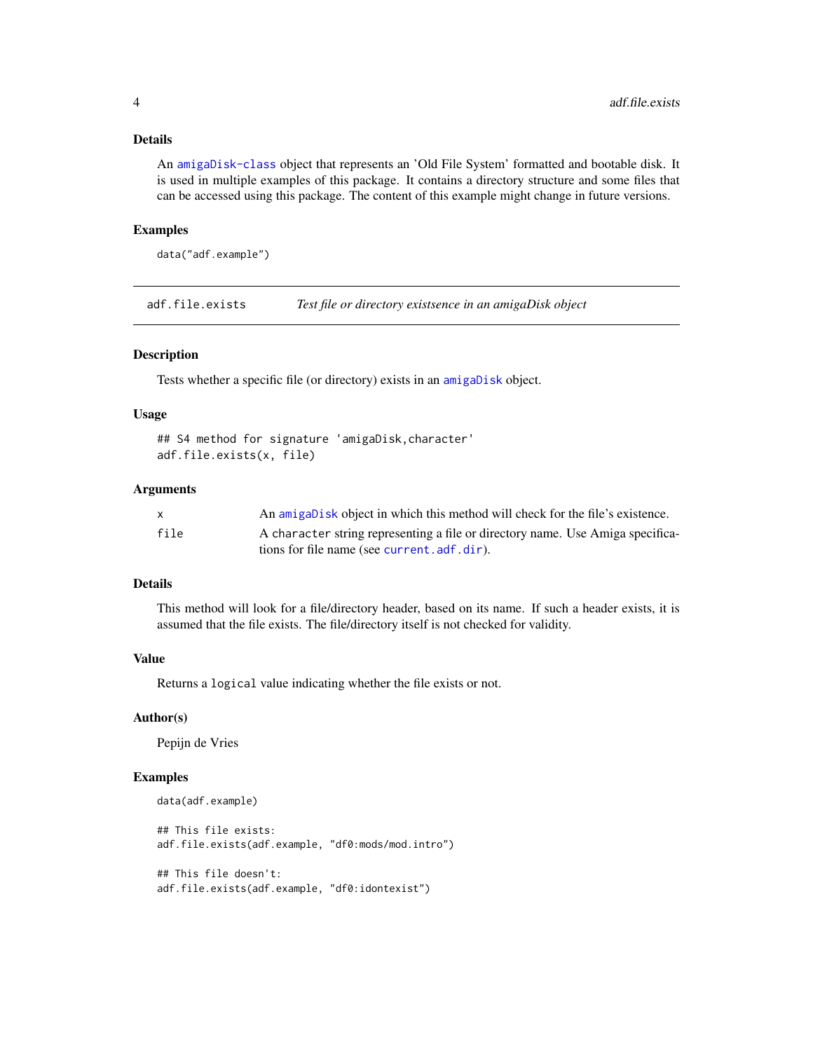### Details

An amigaDisk-class object that represents an 'Old File System' formatted and bootable disk. It is used in multiple examples of this package. It contains a directory structure and some files that can be accessed using this package. The content of this example might change in future versions.

### Examples

```
data("adf.example")
```

---

## adf.file.exists — *Test file or directory existsence in an amigaDisk object*

### Description

Tests whether a specific file (or directory) exists in an amigaDisk object.

### Usage

```
## S4 method for signature 'amigaDisk,character'
adf.file.exists(x, file)
```

### Arguments

| | |
|---|---|
| `x` | An amigaDisk object in which this method will check for the file's existence. |
| `file` | A `character` string representing a file or directory name. Use Amiga specifications for file name (see current.adf.dir). |

### Details

This method will look for a file/directory header, based on its name. If such a header exists, it is assumed that the file exists. The file/directory itself is not checked for validity.

### Value

Returns a `logical` value indicating whether the file exists or not.

### Author(s)

Pepijn de Vries

### Examples

```
data(adf.example)

## This file exists:
adf.file.exists(adf.example, "df0:mods/mod.intro")

## This file doesn't:
adf.file.exists(adf.example, "df0:idontexist")
```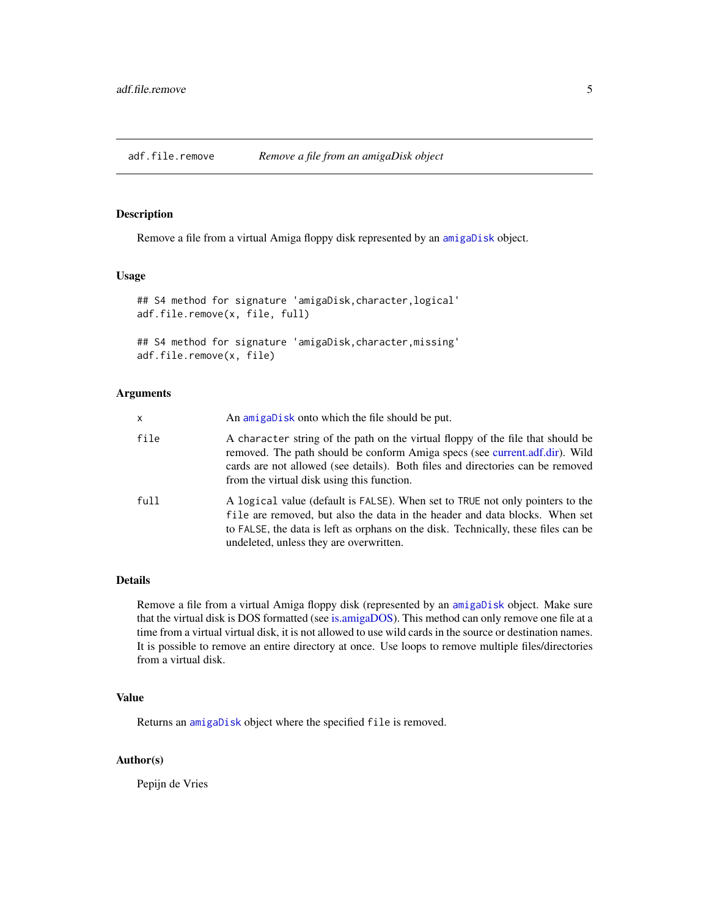# adf.file.remove — *Remove a file from an amigaDisk object*

## Description

Remove a file from a virtual Amiga floppy disk represented by an `amigaDisk` object.

## Usage

```
## S4 method for signature 'amigaDisk,character,logical'
adf.file.remove(x, file, full)

## S4 method for signature 'amigaDisk,character,missing'
adf.file.remove(x, file)
```

## Arguments

| | |
|---|---|
| `x` | An `amigaDisk` onto which the file should be put. |
| `file` | A `character` string of the path on the virtual floppy of the file that should be removed. The path should be conform Amiga specs (see current.adf.dir). Wild cards are not allowed (see details). Both files and directories can be removed from the virtual disk using this function. |
| `full` | A `logical` value (default is `FALSE`). When set to `TRUE` not only pointers to the `file` are removed, but also the data in the header and data blocks. When set to `FALSE`, the data is left as orphans on the disk. Technically, these files can be undeleted, unless they are overwritten. |

## Details

Remove a file from a virtual Amiga floppy disk (represented by an `amigaDisk` object. Make sure that the virtual disk is DOS formatted (see is.amigaDOS). This method can only remove one file at a time from a virtual virtual disk, it is not allowed to use wild cards in the source or destination names. It is possible to remove an entire directory at once. Use loops to remove multiple files/directories from a virtual disk.

## Value

Returns an `amigaDisk` object where the specified `file` is removed.

## Author(s)

Pepijn de Vries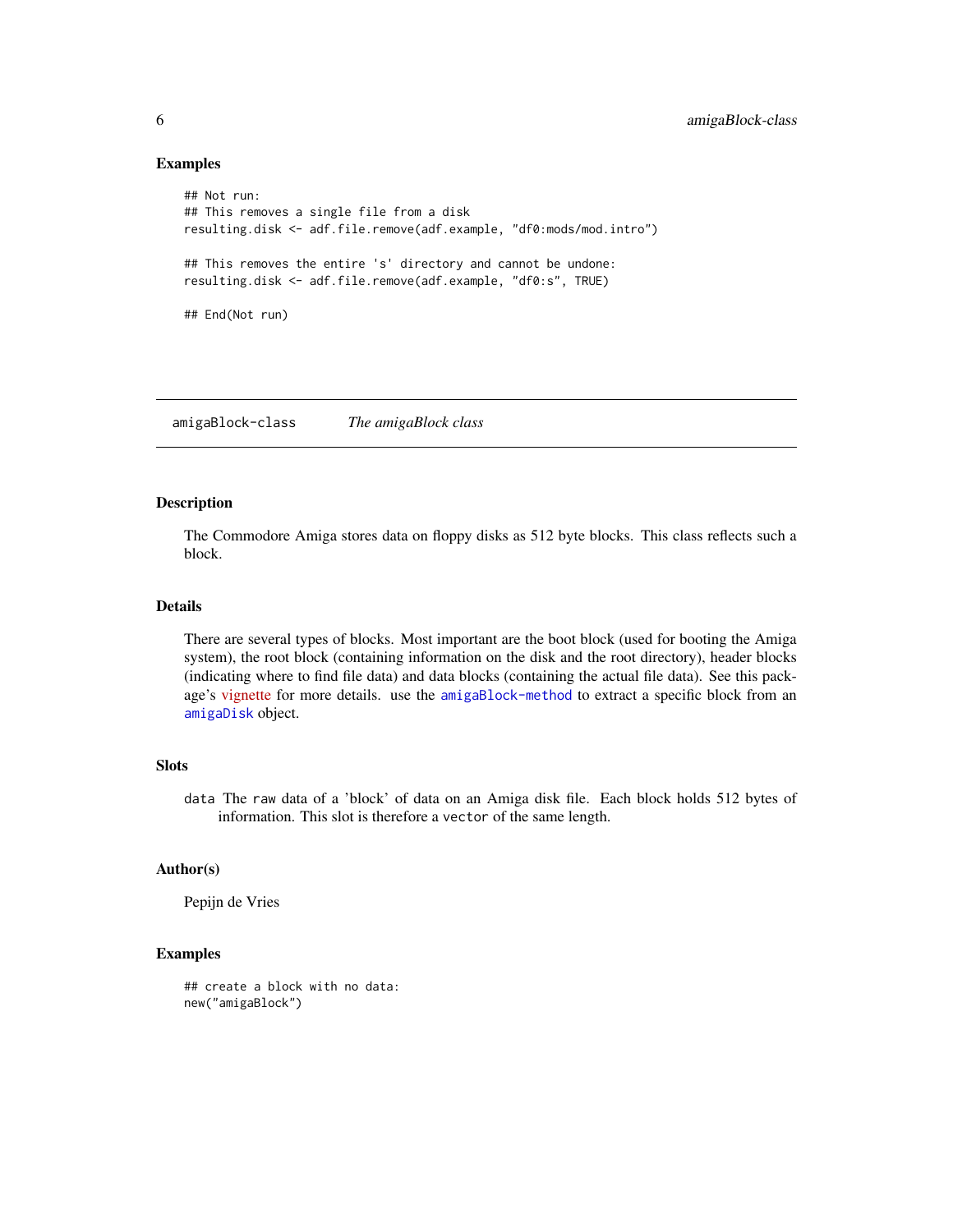### Examples

```
## Not run:
## This removes a single file from a disk
resulting.disk <- adf.file.remove(adf.example, "df0:mods/mod.intro")

## This removes the entire 's' directory and cannot be undone:
resulting.disk <- adf.file.remove(adf.example, "df0:s", TRUE)

## End(Not run)
```

---

## amigaBlock-class    *The amigaBlock class*

---

### Description

The Commodore Amiga stores data on floppy disks as 512 byte blocks. This class reflects such a block.

### Details

There are several types of blocks. Most important are the boot block (used for booting the Amiga system), the root block (containing information on the disk and the root directory), header blocks (indicating where to find file data) and data blocks (containing the actual file data). See this package's vignette for more details. use the `amigaBlock-method` to extract a specific block from an `amigaDisk` object.

### Slots

`data` The `raw` data of a 'block' of data on an Amiga disk file. Each block holds 512 bytes of information. This slot is therefore a `vector` of the same length.

### Author(s)

Pepijn de Vries

### Examples

```
## create a block with no data:
new("amigaBlock")
```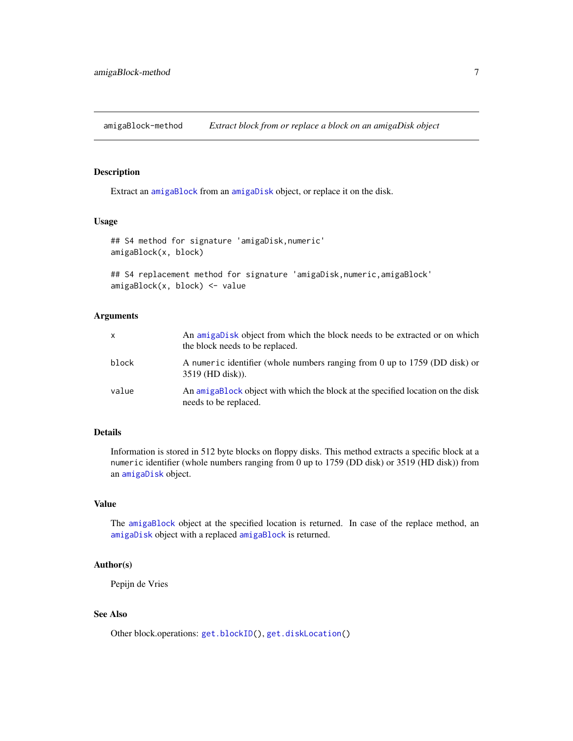# amigaBlock-method — *Extract block from or replace a block on an amigaDisk object*

## Description

Extract an `amigaBlock` from an `amigaDisk` object, or replace it on the disk.

## Usage

```
## S4 method for signature 'amigaDisk,numeric'
amigaBlock(x, block)

## S4 replacement method for signature 'amigaDisk,numeric,amigaBlock'
amigaBlock(x, block) <- value
```

## Arguments

| | |
|---|---|
| `x` | An `amigaDisk` object from which the block needs to be extracted or on which the block needs to be replaced. |
| `block` | A `numeric` identifier (whole numbers ranging from 0 up to 1759 (DD disk) or 3519 (HD disk)). |
| `value` | An `amigaBlock` object with which the block at the specified location on the disk needs to be replaced. |

## Details

Information is stored in 512 byte blocks on floppy disks. This method extracts a specific block at a `numeric` identifier (whole numbers ranging from 0 up to 1759 (DD disk) or 3519 (HD disk)) from an `amigaDisk` object.

## Value

The `amigaBlock` object at the specified location is returned. In case of the replace method, an `amigaDisk` object with a replaced `amigaBlock` is returned.

## Author(s)

Pepijn de Vries

## See Also

Other block.operations: `get.blockID()`, `get.diskLocation()`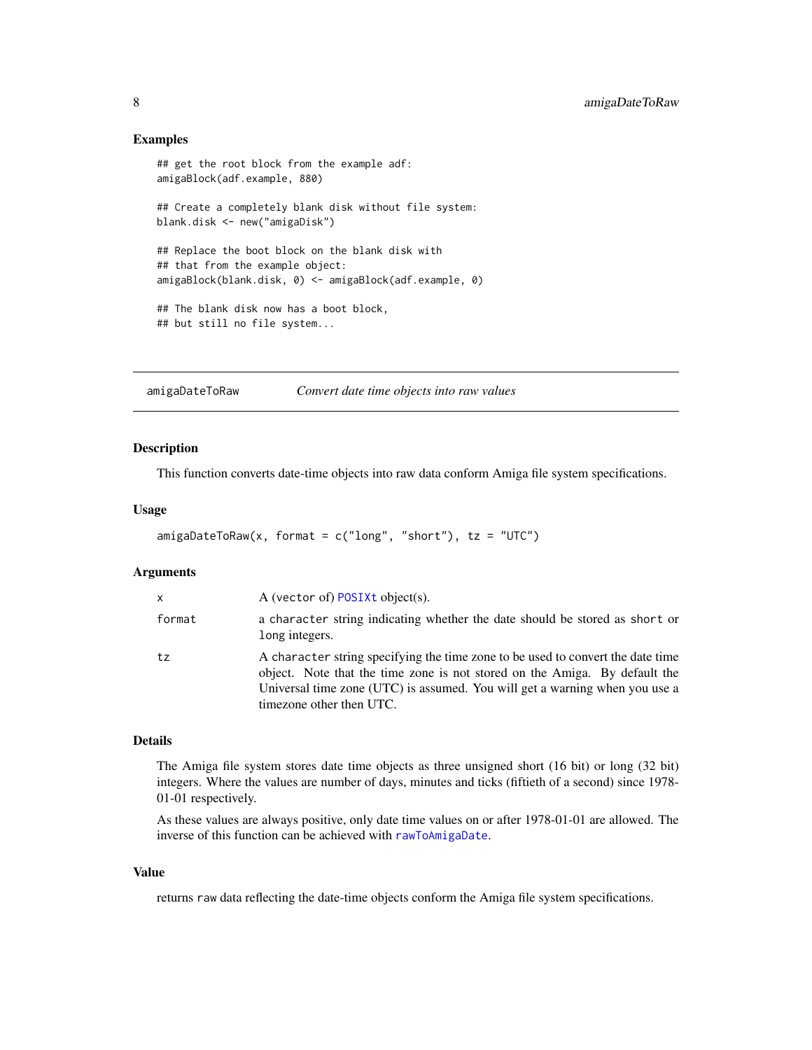## Examples

```
## get the root block from the example adf:
amigaBlock(adf.example, 880)

## Create a completely blank disk without file system:
blank.disk <- new("amigaDisk")

## Replace the boot block on the blank disk with
## that from the example object:
amigaBlock(blank.disk, 0) <- amigaBlock(adf.example, 0)

## The blank disk now has a boot block,
## but still no file system...
```

---

# amigaDateToRaw *Convert date time objects into raw values*

---

### Description

This function converts date-time objects into raw data conform Amiga file system specifications.

### Usage

```
amigaDateToRaw(x, format = c("long", "short"), tz = "UTC")
```

### Arguments

| | |
|---|---|
| x | A (vector of) POSIXt object(s). |
| format | a character string indicating whether the date should be stored as short or long integers. |
| tz | A character string specifying the time zone to be used to convert the date time object. Note that the time zone is not stored on the Amiga. By default the Universal time zone (UTC) is assumed. You will get a warning when you use a timezone other then UTC. |

### Details

The Amiga file system stores date time objects as three unsigned short (16 bit) or long (32 bit) integers. Where the values are number of days, minutes and ticks (fiftieth of a second) since 1978-01-01 respectively.

As these values are always positive, only date time values on or after 1978-01-01 are allowed. The inverse of this function can be achieved with rawToAmigaDate.

### Value

returns raw data reflecting the date-time objects conform the Amiga file system specifications.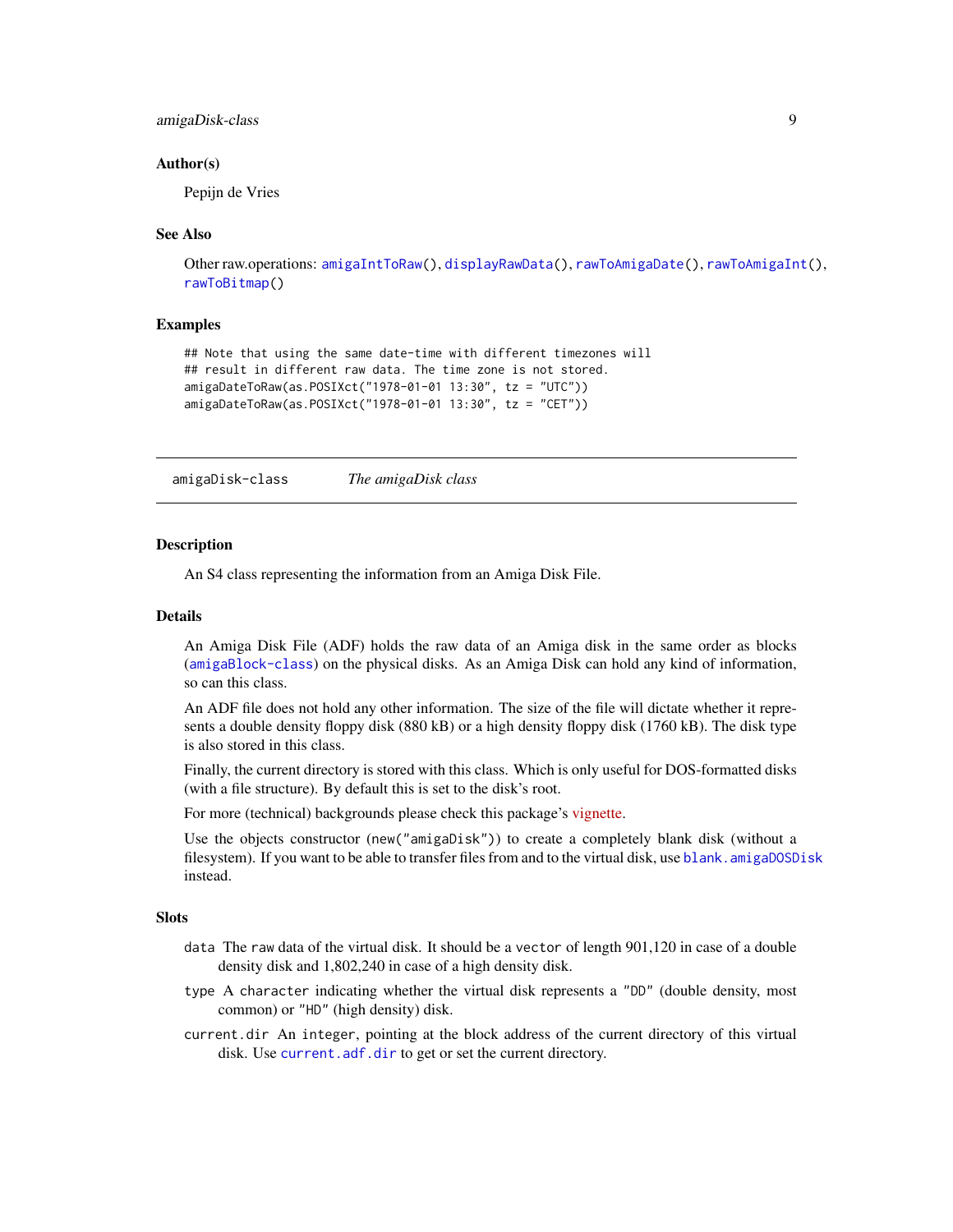### Author(s)

Pepijn de Vries

### See Also

Other raw.operations: `amigaIntToRaw()`, `displayRawData()`, `rawToAmigaDate()`, `rawToAmigaInt()`, `rawToBitmap()`

### Examples

```
## Note that using the same date-time with different timezones will
## result in different raw data. The time zone is not stored.
amigaDateToRaw(as.POSIXct("1978-01-01 13:30", tz = "UTC"))
amigaDateToRaw(as.POSIXct("1978-01-01 13:30", tz = "CET"))
```

---

## amigaDisk-class — *The amigaDisk class*

---

### Description

An S4 class representing the information from an Amiga Disk File.

### Details

An Amiga Disk File (ADF) holds the raw data of an Amiga disk in the same order as blocks (`amigaBlock-class`) on the physical disks. As an Amiga Disk can hold any kind of information, so can this class.

An ADF file does not hold any other information. The size of the file will dictate whether it represents a double density floppy disk (880 kB) or a high density floppy disk (1760 kB). The disk type is also stored in this class.

Finally, the current directory is stored with this class. Which is only useful for DOS-formatted disks (with a file structure). By default this is set to the disk's root.

For more (technical) backgrounds please check this package's vignette.

Use the objects constructor (`new("amigaDisk")`) to create a completely blank disk (without a filesystem). If you want to be able to transfer files from and to the virtual disk, use `blank.amigaDOSDisk` instead.

### Slots

- `data` The `raw` data of the virtual disk. It should be a `vector` of length 901,120 in case of a double density disk and 1,802,240 in case of a high density disk.
- `type` A `character` indicating whether the virtual disk represents a `"DD"` (double density, most common) or `"HD"` (high density) disk.
- `current.dir` An `integer`, pointing at the block address of the current directory of this virtual disk. Use `current.adf.dir` to get or set the current directory.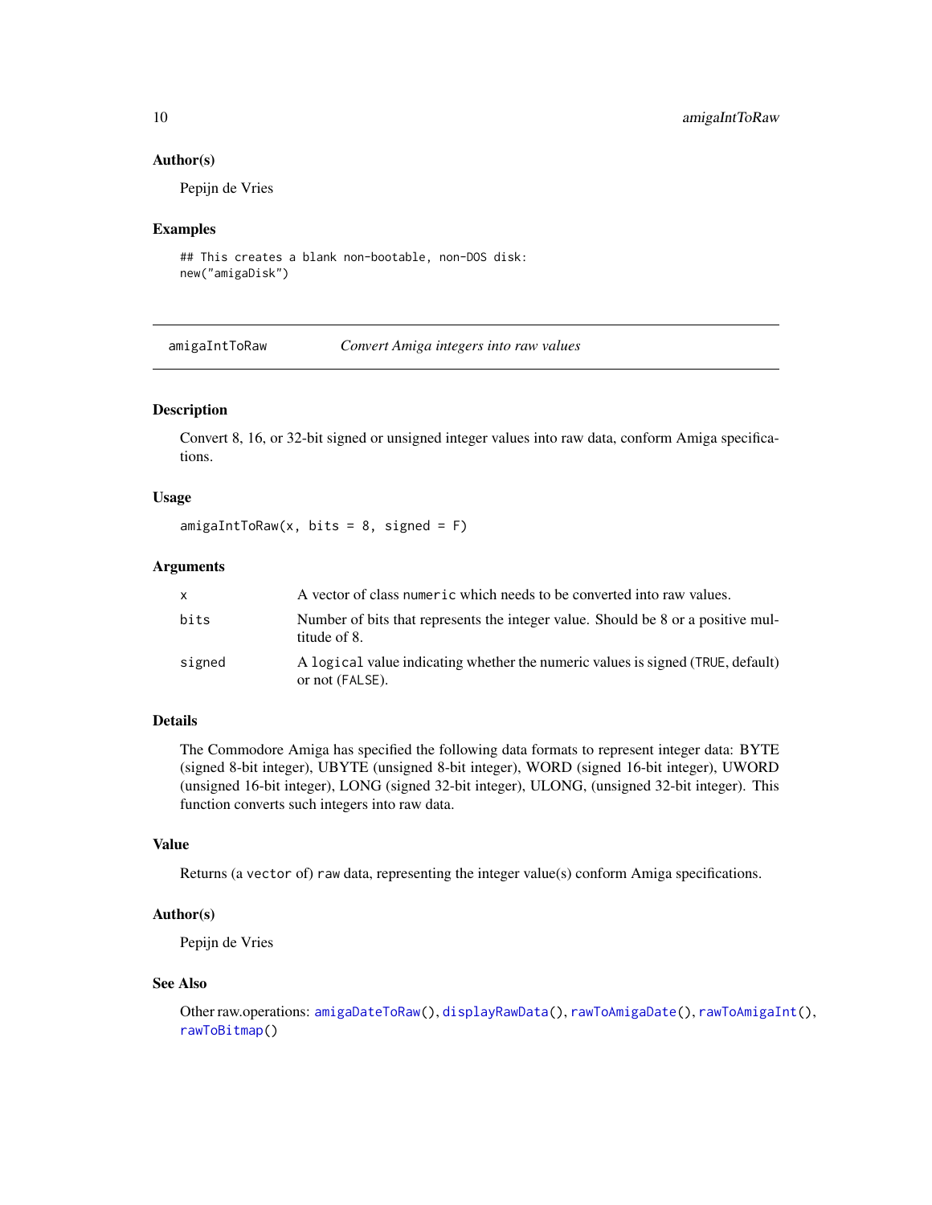### Author(s)

Pepijn de Vries

### Examples

```
## This creates a blank non-bootable, non-DOS disk:
new("amigaDisk")
```

---

## amigaIntToRaw — *Convert Amiga integers into raw values*

---

### Description

Convert 8, 16, or 32-bit signed or unsigned integer values into raw data, conform Amiga specifications.

### Usage

```
amigaIntToRaw(x, bits = 8, signed = F)
```

### Arguments

| | |
|---|---|
| `x` | A vector of class `numeric` which needs to be converted into raw values. |
| `bits` | Number of bits that represents the integer value. Should be 8 or a positive multitude of 8. |
| `signed` | A `logical` value indicating whether the numeric values is signed (`TRUE`, default) or not (`FALSE`). |

### Details

The Commodore Amiga has specified the following data formats to represent integer data: BYTE (signed 8-bit integer), UBYTE (unsigned 8-bit integer), WORD (signed 16-bit integer), UWORD (unsigned 16-bit integer), LONG (signed 32-bit integer), ULONG, (unsigned 32-bit integer). This function converts such integers into raw data.

### Value

Returns (a `vector` of) `raw` data, representing the integer value(s) conform Amiga specifications.

### Author(s)

Pepijn de Vries

### See Also

Other raw.operations: `amigaDateToRaw()`, `displayRawData()`, `rawToAmigaDate()`, `rawToAmigaInt()`, `rawToBitmap()`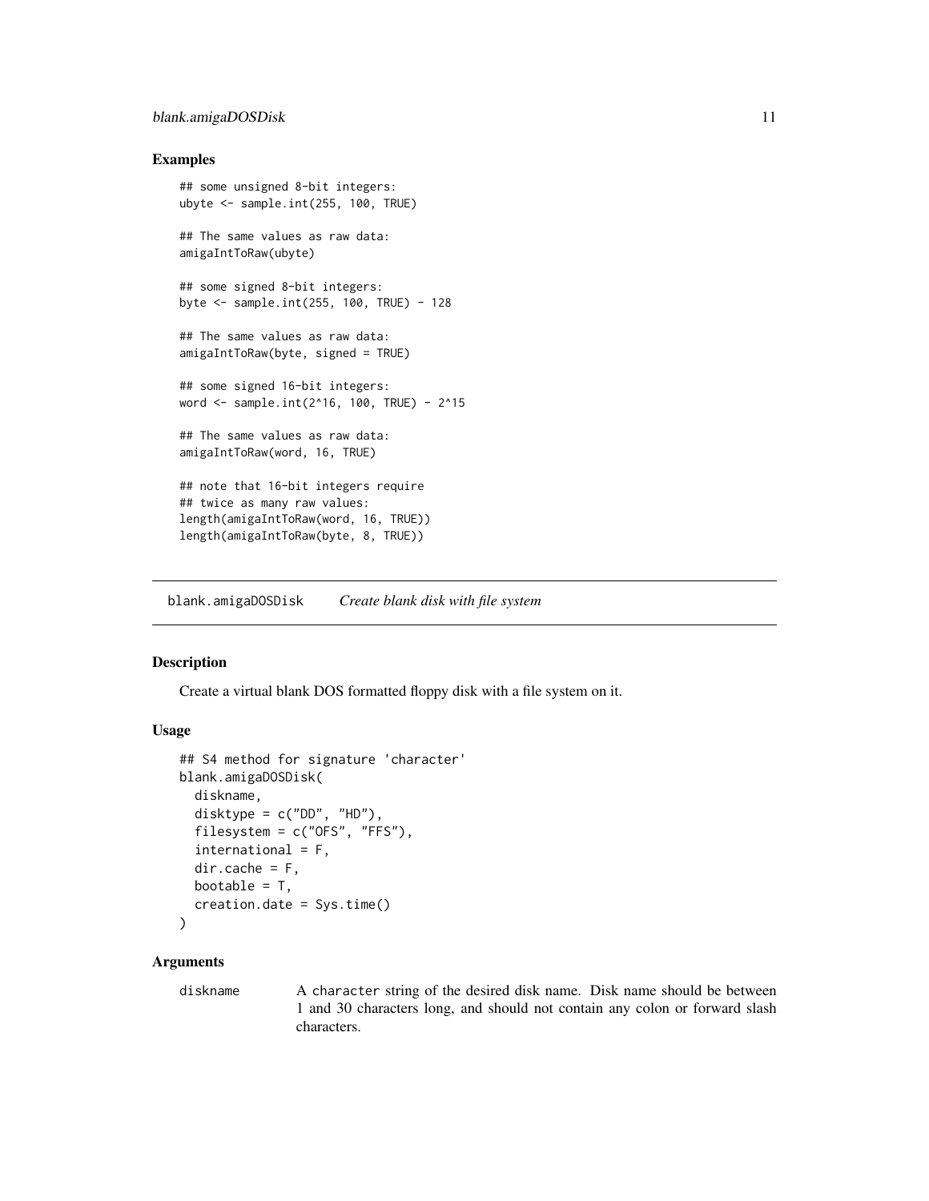### Examples

```
## some unsigned 8-bit integers:
ubyte <- sample.int(255, 100, TRUE)

## The same values as raw data:
amigaIntToRaw(ubyte)

## some signed 8-bit integers:
byte <- sample.int(255, 100, TRUE) - 128

## The same values as raw data:
amigaIntToRaw(byte, signed = TRUE)

## some signed 16-bit integers:
word <- sample.int(2^16, 100, TRUE) - 2^15

## The same values as raw data:
amigaIntToRaw(word, 16, TRUE)

## note that 16-bit integers require
## twice as many raw values:
length(amigaIntToRaw(word, 16, TRUE))
length(amigaIntToRaw(byte, 8, TRUE))
```

---

## blank.amigaDOSDisk *Create blank disk with file system*

---

### Description

Create a virtual blank DOS formatted floppy disk with a file system on it.

### Usage

```
## S4 method for signature 'character'
blank.amigaDOSDisk(
  diskname,
  disktype = c("DD", "HD"),
  filesystem = c("OFS", "FFS"),
  international = F,
  dir.cache = F,
  bootable = T,
  creation.date = Sys.time()
)
```

### Arguments

diskname  A character string of the desired disk name. Disk name should be between 1 and 30 characters long, and should not contain any colon or forward slash characters.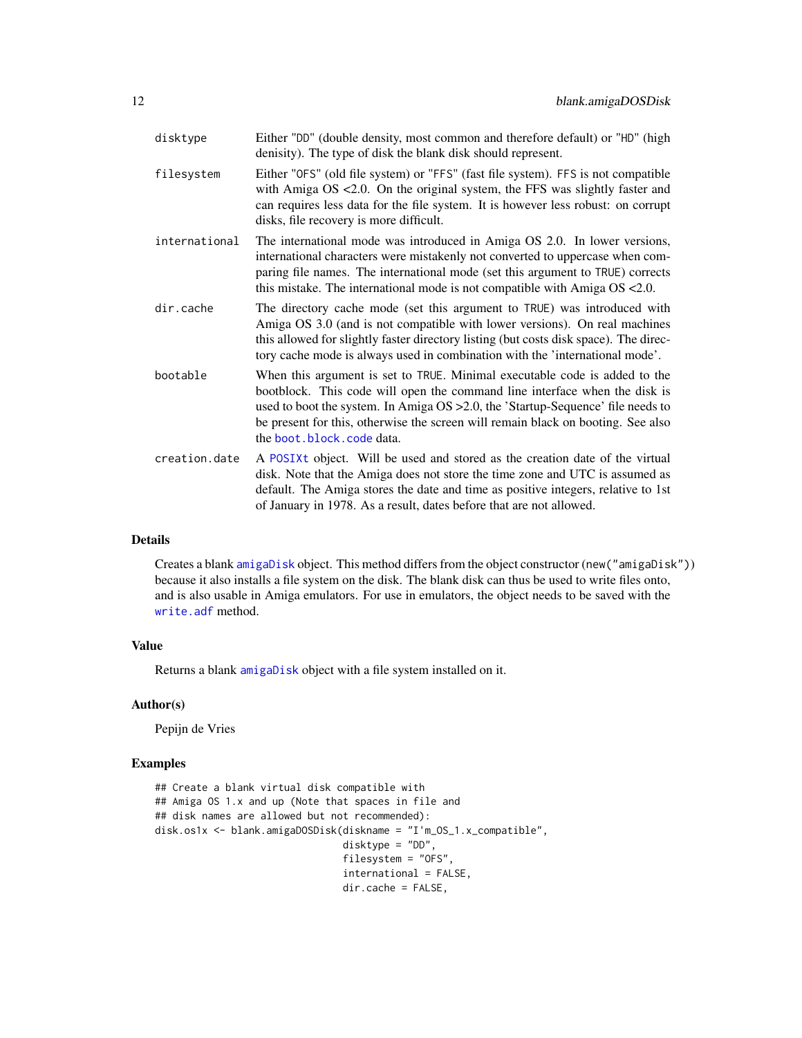| | |
|---|---|
| disktype | Either "DD" (double density, most common and therefore default) or "HD" (high denisity). The type of disk the blank disk should represent. |
| filesystem | Either "OFS" (old file system) or "FFS" (fast file system). FFS is not compatible with Amiga OS <2.0. On the original system, the FFS was slightly faster and can requires less data for the file system. It is however less robust: on corrupt disks, file recovery is more difficult. |
| international | The international mode was introduced in Amiga OS 2.0. In lower versions, international characters were mistakenly not converted to uppercase when comparing file names. The international mode (set this argument to TRUE) corrects this mistake. The international mode is not compatible with Amiga OS <2.0. |
| dir.cache | The directory cache mode (set this argument to TRUE) was introduced with Amiga OS 3.0 (and is not compatible with lower versions). On real machines this allowed for slightly faster directory listing (but costs disk space). The directory cache mode is always used in combination with the 'international mode'. |
| bootable | When this argument is set to TRUE. Minimal executable code is added to the bootblock. This code will open the command line interface when the disk is used to boot the system. In Amiga OS >2.0, the 'Startup-Sequence' file needs to be present for this, otherwise the screen will remain black on booting. See also the boot.block.code data. |
| creation.date | A POSIXt object. Will be used and stored as the creation date of the virtual disk. Note that the Amiga does not store the time zone and UTC is assumed as default. The Amiga stores the date and time as positive integers, relative to 1st of January in 1978. As a result, dates before that are not allowed. |

## Details

Creates a blank amigaDisk object. This method differs from the object constructor (new("amigaDisk")) because it also installs a file system on the disk. The blank disk can thus be used to write files onto, and is also usable in Amiga emulators. For use in emulators, the object needs to be saved with the write.adf method.

## Value

Returns a blank amigaDisk object with a file system installed on it.

## Author(s)

Pepijn de Vries

## Examples

```
## Create a blank virtual disk compatible with
## Amiga OS 1.x and up (Note that spaces in file and
## disk names are allowed but not recommended):
disk.os1x <- blank.amigaDOSDisk(diskname = "I'm_OS_1.x_compatible",
                                disktype = "DD",
                                filesystem = "OFS",
                                international = FALSE,
                                dir.cache = FALSE,
```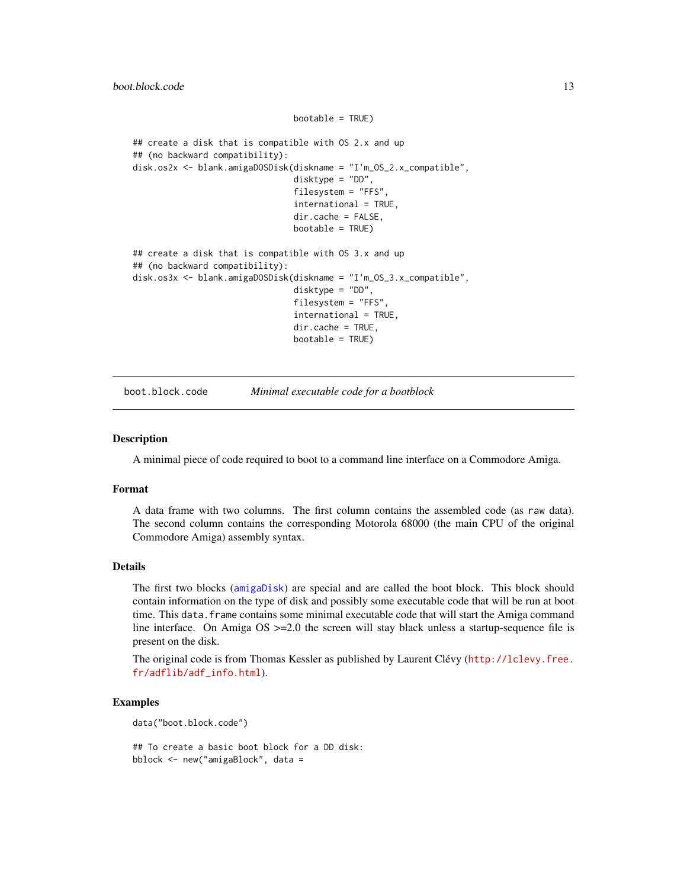```
                                  bootable = TRUE)

## create a disk that is compatible with OS 2.x and up
## (no backward compatibility):
disk.os2x <- blank.amigaDOSDisk(diskname = "I'm_OS_2.x_compatible",
                                  disktype = "DD",
                                  filesystem = "FFS",
                                  international = TRUE,
                                  dir.cache = FALSE,
                                  bootable = TRUE)

## create a disk that is compatible with OS 3.x and up
## (no backward compatibility):
disk.os3x <- blank.amigaDOSDisk(diskname = "I'm_OS_3.x_compatible",
                                  disktype = "DD",
                                  filesystem = "FFS",
                                  international = TRUE,
                                  dir.cache = TRUE,
                                  bootable = TRUE)
```

---

`boot.block.code` *Minimal executable code for a bootblock*

---

### Description

A minimal piece of code required to boot to a command line interface on a Commodore Amiga.

### Format

A data frame with two columns. The first column contains the assembled code (as `raw` data). The second column contains the corresponding Motorola 68000 (the main CPU of the original Commodore Amiga) assembly syntax.

### Details

The first two blocks (amigaDisk) are special and are called the boot block. This block should contain information on the type of disk and possibly some executable code that will be run at boot time. This `data.frame` contains some minimal executable code that will start the Amiga command line interface. On Amiga OS >=2.0 the screen will stay black unless a startup-sequence file is present on the disk.

The original code is from Thomas Kessler as published by Laurent Clévy (http://lclevy.free.fr/adflib/adf_info.html).

### Examples

```
data("boot.block.code")

## To create a basic boot block for a DD disk:
bblock <- new("amigaBlock", data =
```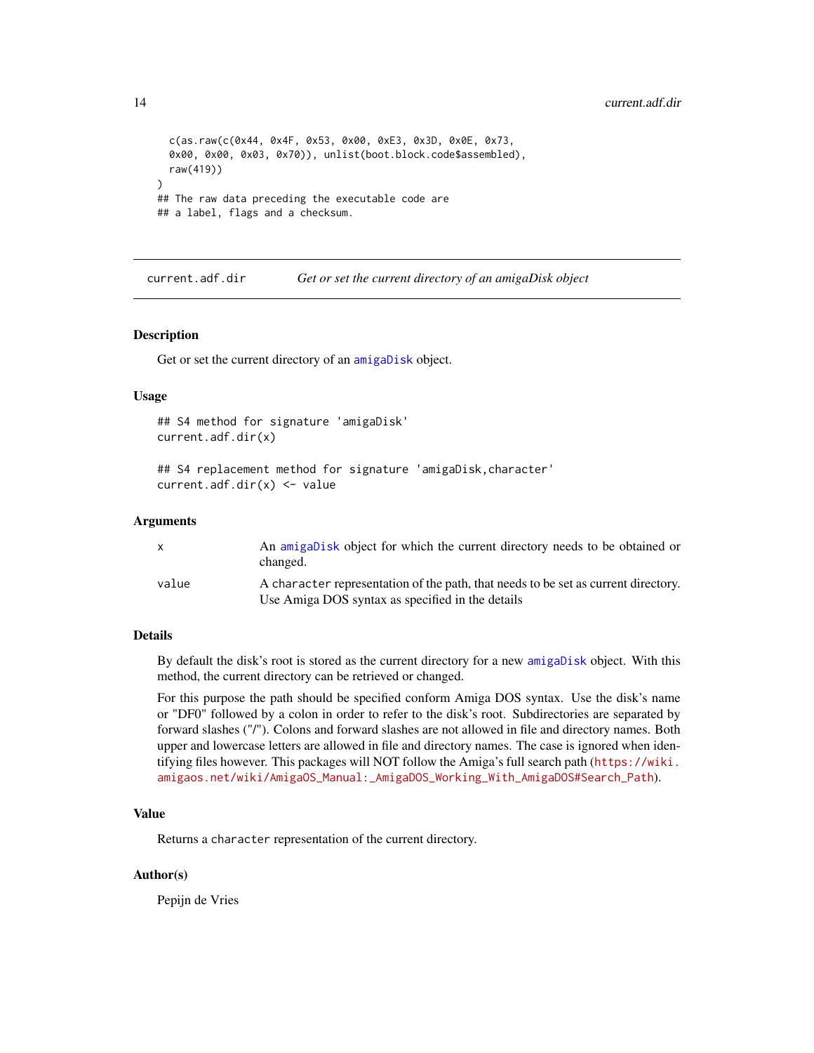```
  c(as.raw(c(0x44, 0x4F, 0x53, 0x00, 0xE3, 0x3D, 0x0E, 0x73,
  0x00, 0x00, 0x03, 0x70)), unlist(boot.block.code$assembled),
  raw(419))
)
## The raw data preceding the executable code are
## a label, flags and a checksum.
```

## current.adf.dir — *Get or set the current directory of an amigaDisk object*

### Description

Get or set the current directory of an amigaDisk object.

### Usage

```
## S4 method for signature 'amigaDisk'
current.adf.dir(x)

## S4 replacement method for signature 'amigaDisk,character'
current.adf.dir(x) <- value
```

### Arguments

| | |
|---|---|
| x | An amigaDisk object for which the current directory needs to be obtained or changed. |
| value | A character representation of the path, that needs to be set as current directory. Use Amiga DOS syntax as specified in the details |

### Details

By default the disk's root is stored as the current directory for a new amigaDisk object. With this method, the current directory can be retrieved or changed.

For this purpose the path should be specified conform Amiga DOS syntax. Use the disk's name or "DF0" followed by a colon in order to refer to the disk's root. Subdirectories are separated by forward slashes ("/"). Colons and forward slashes are not allowed in file and directory names. Both upper and lowercase letters are allowed in file and directory names. The case is ignored when identifying files however. This packages will NOT follow the Amiga's full search path (https://wiki.amigaos.net/wiki/AmigaOS_Manual:_AmigaDOS_Working_With_AmigaDOS#Search_Path).

### Value

Returns a character representation of the current directory.

### Author(s)

Pepijn de Vries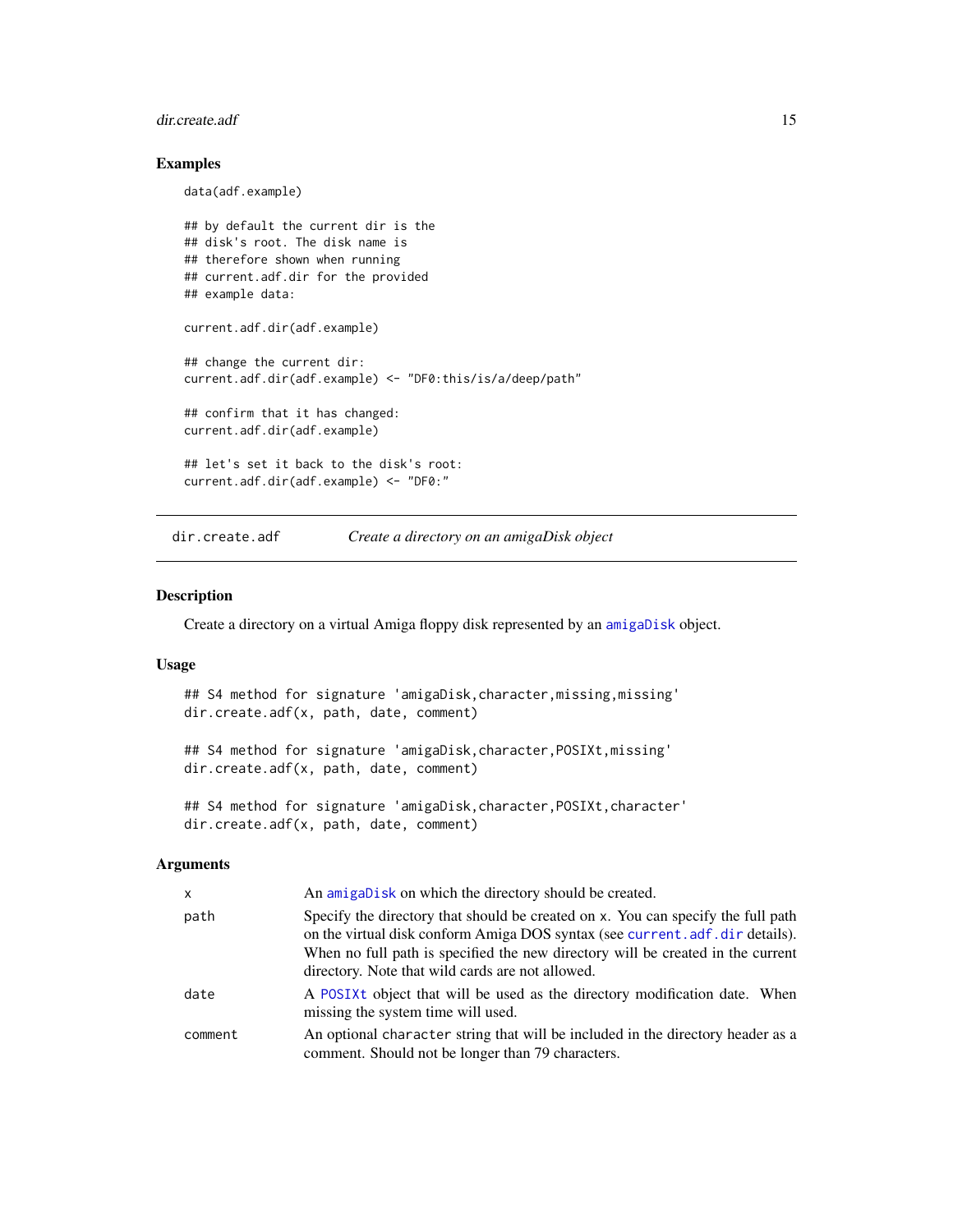### Examples

```
data(adf.example)

## by default the current dir is the
## disk's root. The disk name is
## therefore shown when running
## current.adf.dir for the provided
## example data:

current.adf.dir(adf.example)

## change the current dir:
current.adf.dir(adf.example) <- "DF0:this/is/a/deep/path"

## confirm that it has changed:
current.adf.dir(adf.example)

## let's set it back to the disk's root:
current.adf.dir(adf.example) <- "DF0:"
```

---

## dir.create.adf — *Create a directory on an amigaDisk object*

### Description

Create a directory on a virtual Amiga floppy disk represented by an `amigaDisk` object.

### Usage

```
## S4 method for signature 'amigaDisk,character,missing,missing'
dir.create.adf(x, path, date, comment)

## S4 method for signature 'amigaDisk,character,POSIXt,missing'
dir.create.adf(x, path, date, comment)

## S4 method for signature 'amigaDisk,character,POSIXt,character'
dir.create.adf(x, path, date, comment)
```

### Arguments

| | |
|---|---|
| `x` | An `amigaDisk` on which the directory should be created. |
| `path` | Specify the directory that should be created on `x`. You can specify the full path on the virtual disk conform Amiga DOS syntax (see `current.adf.dir` details). When no full path is specified the new directory will be created in the current directory. Note that wild cards are not allowed. |
| `date` | A `POSIXt` object that will be used as the directory modification date. When missing the system time will used. |
| `comment` | An optional `character` string that will be included in the directory header as a comment. Should not be longer than 79 characters. |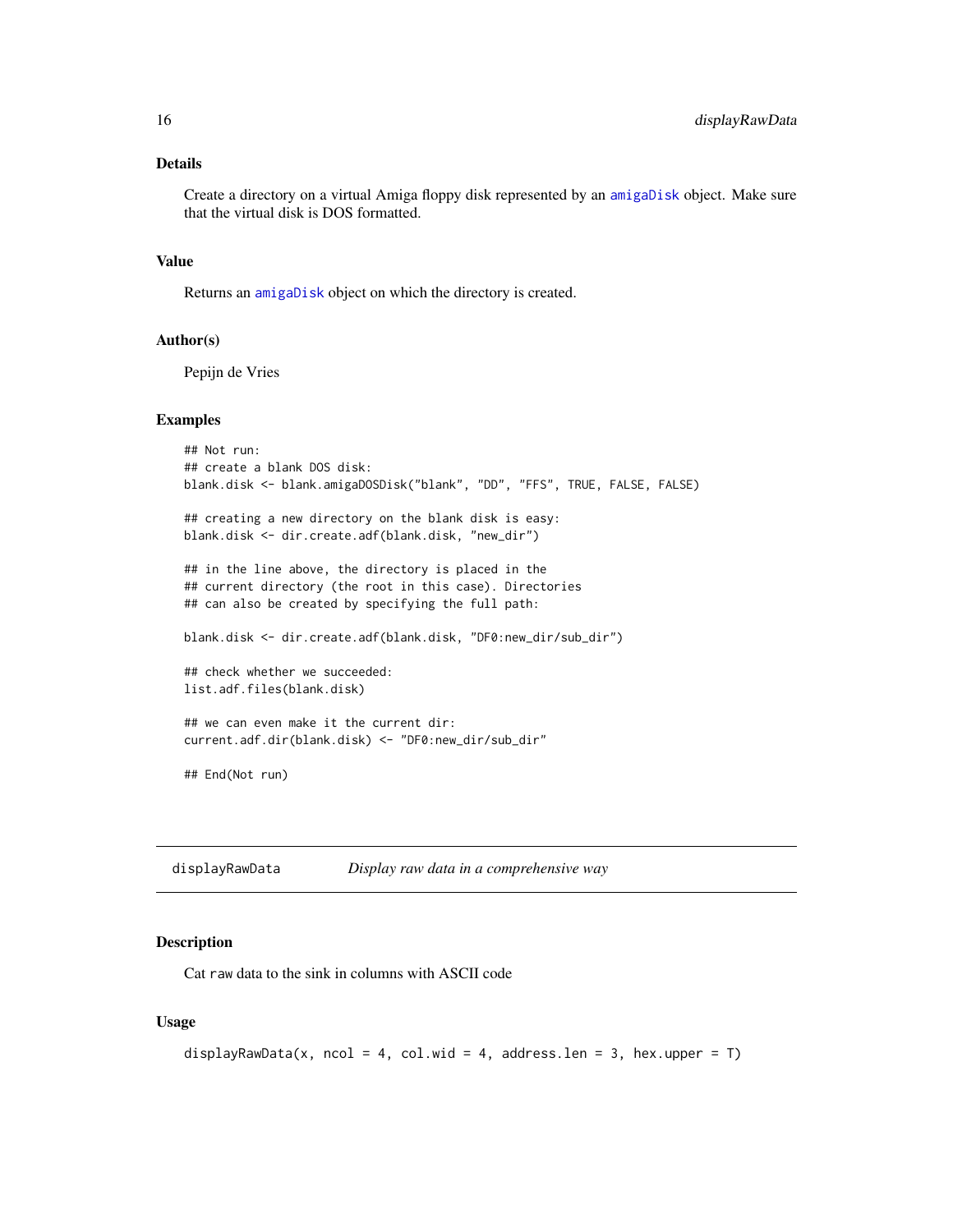## Details

Create a directory on a virtual Amiga floppy disk represented by an amigaDisk object. Make sure that the virtual disk is DOS formatted.

## Value

Returns an amigaDisk object on which the directory is created.

## Author(s)

Pepijn de Vries

## Examples

```
## Not run:
## create a blank DOS disk:
blank.disk <- blank.amigaDOSDisk("blank", "DD", "FFS", TRUE, FALSE, FALSE)

## creating a new directory on the blank disk is easy:
blank.disk <- dir.create.adf(blank.disk, "new_dir")

## in the line above, the directory is placed in the
## current directory (the root in this case). Directories
## can also be created by specifying the full path:

blank.disk <- dir.create.adf(blank.disk, "DF0:new_dir/sub_dir")

## check whether we succeeded:
list.adf.files(blank.disk)

## we can even make it the current dir:
current.adf.dir(blank.disk) <- "DF0:new_dir/sub_dir"

## End(Not run)
```

---

# displayRawData — *Display raw data in a comprehensive way*

## Description

Cat raw data to the sink in columns with ASCII code

## Usage

```
displayRawData(x, ncol = 4, col.wid = 4, address.len = 3, hex.upper = T)
```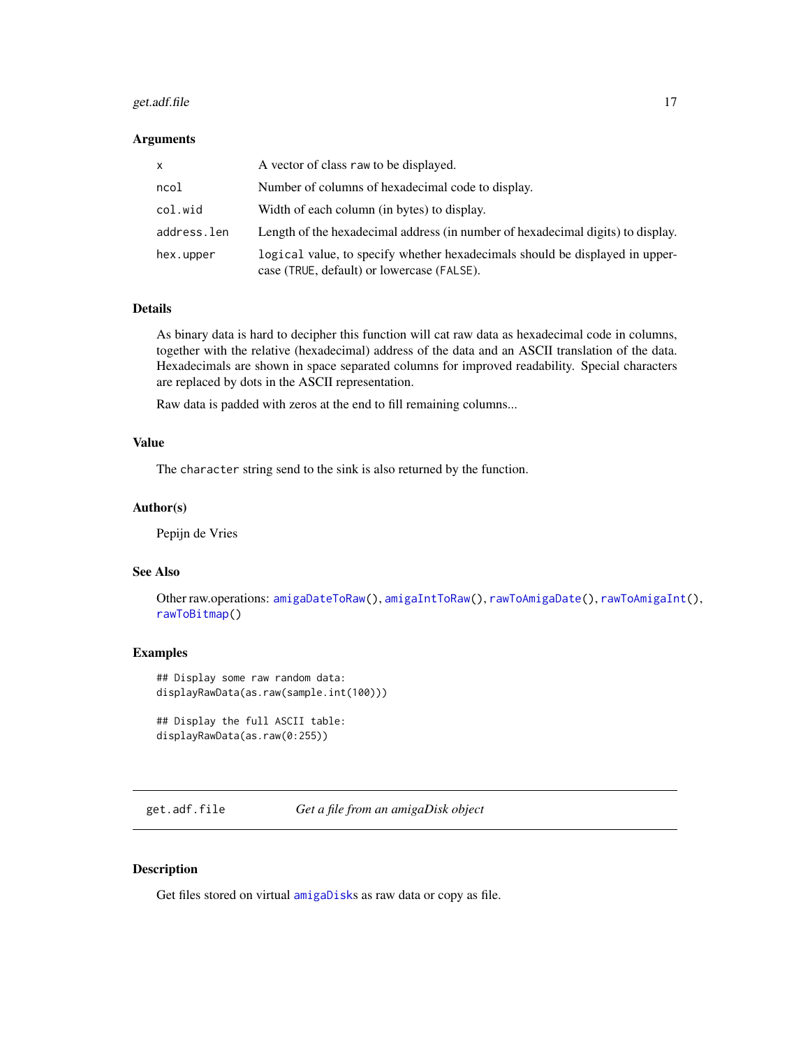### Arguments

| | |
|---|---|
| `x` | A vector of class `raw` to be displayed. |
| `ncol` | Number of columns of hexadecimal code to display. |
| `col.wid` | Width of each column (in bytes) to display. |
| `address.len` | Length of the hexadecimal address (in number of hexadecimal digits) to display. |
| `hex.upper` | `logical` value, to specify whether hexadecimals should be displayed in uppercase (`TRUE`, default) or lowercase (`FALSE`). |

### Details

As binary data is hard to decipher this function will cat raw data as hexadecimal code in columns, together with the relative (hexadecimal) address of the data and an ASCII translation of the data. Hexadecimals are shown in space separated columns for improved readability. Special characters are replaced by dots in the ASCII representation.

Raw data is padded with zeros at the end to fill remaining columns...

### Value

The `character` string send to the sink is also returned by the function.

### Author(s)

Pepijn de Vries

### See Also

Other raw.operations: `amigaDateToRaw()`, `amigaIntToRaw()`, `rawToAmigaDate()`, `rawToAmigaInt()`, `rawToBitmap()`

### Examples

```
## Display some raw random data:
displayRawData(as.raw(sample.int(100)))

## Display the full ASCII table:
displayRawData(as.raw(0:255))
```

## get.adf.file — *Get a file from an amigaDisk object*

### Description

Get files stored on virtual `amigaDisk`s as raw data or copy as file.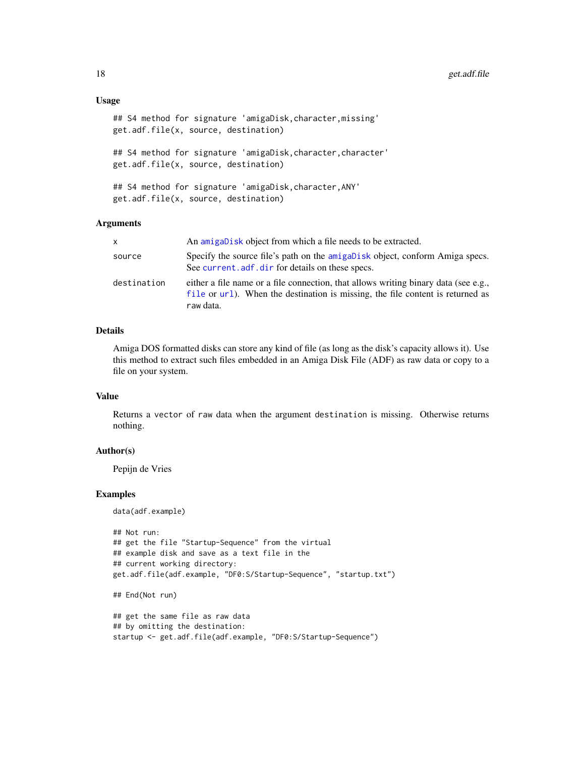### Usage

```
## S4 method for signature 'amigaDisk,character,missing'
get.adf.file(x, source, destination)

## S4 method for signature 'amigaDisk,character,character'
get.adf.file(x, source, destination)

## S4 method for signature 'amigaDisk,character,ANY'
get.adf.file(x, source, destination)
```

### Arguments

| | |
|---|---|
| x | An amigaDisk object from which a file needs to be extracted. |
| source | Specify the source file's path on the amigaDisk object, conform Amiga specs. See current.adf.dir for details on these specs. |
| destination | either a file name or a file connection, that allows writing binary data (see e.g., file or url). When the destination is missing, the file content is returned as raw data. |

### Details

Amiga DOS formatted disks can store any kind of file (as long as the disk's capacity allows it). Use this method to extract such files embedded in an Amiga Disk File (ADF) as raw data or copy to a file on your system.

### Value

Returns a `vector` of `raw` data when the argument `destination` is missing. Otherwise returns nothing.

### Author(s)

Pepijn de Vries

### Examples

```
data(adf.example)

## Not run:
## get the file "Startup-Sequence" from the virtual
## example disk and save as a text file in the
## current working directory:
get.adf.file(adf.example, "DF0:S/Startup-Sequence", "startup.txt")

## End(Not run)

## get the same file as raw data
## by omitting the destination:
startup <- get.adf.file(adf.example, "DF0:S/Startup-Sequence")
```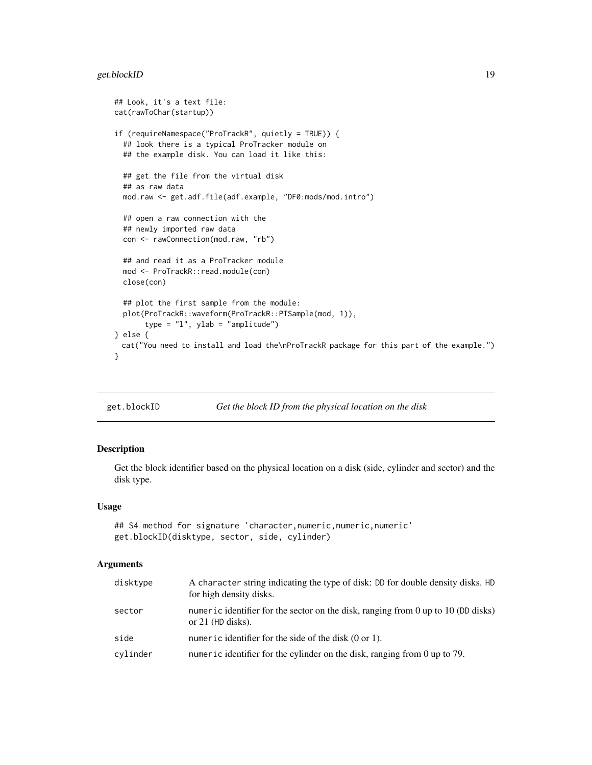```
## Look, it's a text file:
cat(rawToChar(startup))

if (requireNamespace("ProTrackR", quietly = TRUE)) {
  ## look there is a typical ProTracker module on
  ## the example disk. You can load it like this:

  ## get the file from the virtual disk
  ## as raw data
  mod.raw <- get.adf.file(adf.example, "DF0:mods/mod.intro")

  ## open a raw connection with the
  ## newly imported raw data
  con <- rawConnection(mod.raw, "rb")

  ## and read it as a ProTracker module
  mod <- ProTrackR::read.module(con)
  close(con)

  ## plot the first sample from the module:
  plot(ProTrackR::waveform(ProTrackR::PTSample(mod, 1)),
       type = "l", ylab = "amplitude")
} else {
  cat("You need to install and load the\nProTrackR package for this part of the example.")
}
```

## get.blockID — *Get the block ID from the physical location on the disk*

### Description

Get the block identifier based on the physical location on a disk (side, cylinder and sector) and the disk type.

### Usage

```
## S4 method for signature 'character,numeric,numeric,numeric'
get.blockID(disktype, sector, side, cylinder)
```

### Arguments

| | |
|---|---|
| `disktype` | A `character` string indicating the type of disk: `DD` for double density disks. `HD` for high density disks. |
| `sector` | `numeric` identifier for the sector on the disk, ranging from 0 up to 10 (`DD` disks) or 21 (`HD` disks). |
| `side` | `numeric` identifier for the side of the disk (0 or 1). |
| `cylinder` | `numeric` identifier for the cylinder on the disk, ranging from 0 up to 79. |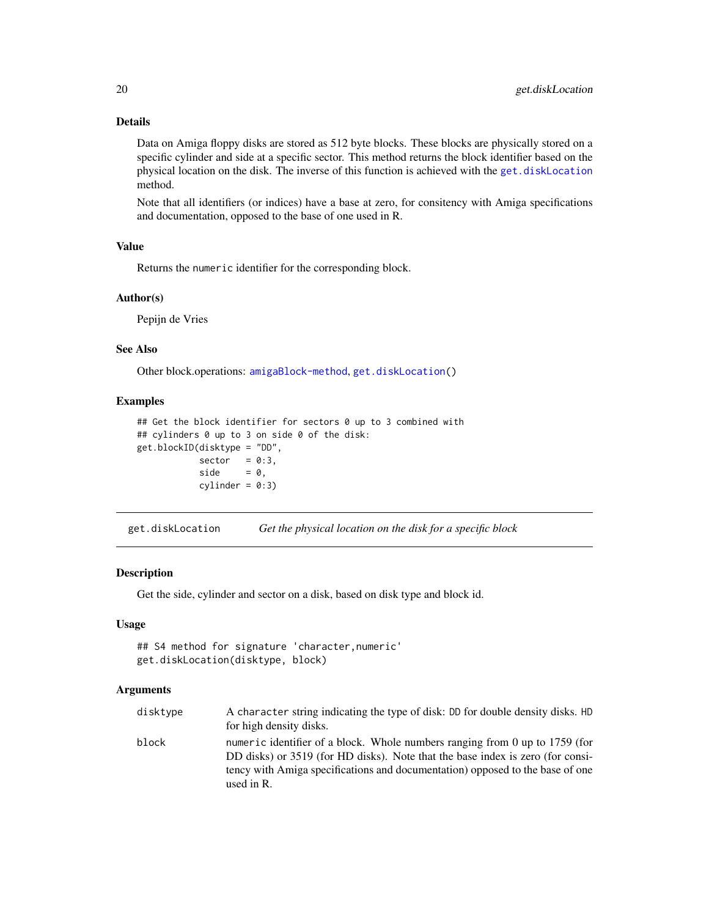### Details

Data on Amiga floppy disks are stored as 512 byte blocks. These blocks are physically stored on a specific cylinder and side at a specific sector. This method returns the block identifier based on the physical location on the disk. The inverse of this function is achieved with the `get.diskLocation` method.

Note that all identifiers (or indices) have a base at zero, for consitency with Amiga specifications and documentation, opposed to the base of one used in R.

### Value

Returns the `numeric` identifier for the corresponding block.

### Author(s)

Pepijn de Vries

### See Also

Other block.operations: `amigaBlock-method`, `get.diskLocation()`

### Examples

```
## Get the block identifier for sectors 0 up to 3 combined with
## cylinders 0 up to 3 on side 0 of the disk:
get.blockID(disktype = "DD",
            sector   = 0:3,
            side     = 0,
            cylinder = 0:3)
```

---

## get.diskLocation &nbsp;&nbsp;&nbsp; *Get the physical location on the disk for a specific block*

---

### Description

Get the side, cylinder and sector on a disk, based on disk type and block id.

### Usage

```
## S4 method for signature 'character,numeric'
get.diskLocation(disktype, block)
```

### Arguments

| | |
|---|---|
| `disktype` | A `character` string indicating the type of disk: `DD` for double density disks. `HD` for high density disks. |
| `block` | `numeric` identifier of a block. Whole numbers ranging from 0 up to 1759 (for DD disks) or 3519 (for HD disks). Note that the base index is zero (for consistency with Amiga specifications and documentation) opposed to the base of one used in R. |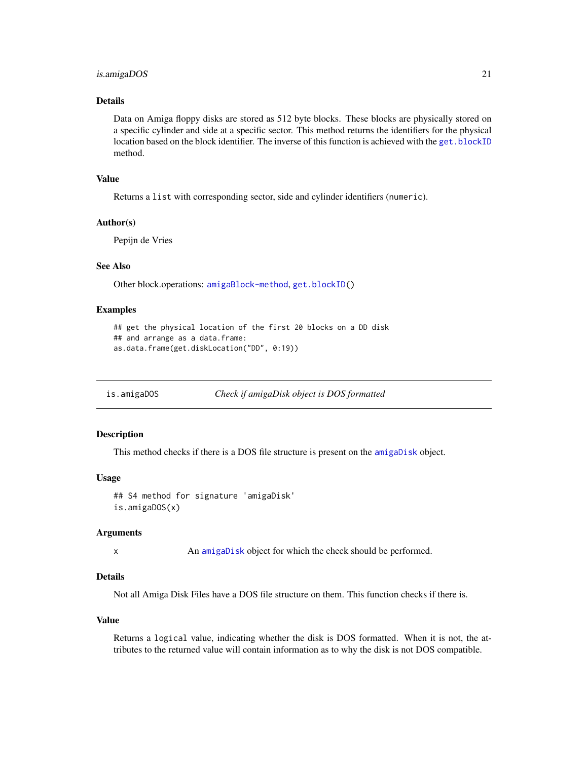### Details

Data on Amiga floppy disks are stored as 512 byte blocks. These blocks are physically stored on a specific cylinder and side at a specific sector. This method returns the identifiers for the physical location based on the block identifier. The inverse of this function is achieved with the `get.blockID` method.

### Value

Returns a `list` with corresponding sector, side and cylinder identifiers (`numeric`).

### Author(s)

Pepijn de Vries

### See Also

Other block.operations: `amigaBlock-method`, `get.blockID()`

### Examples

```
## get the physical location of the first 20 blocks on a DD disk
## and arrange as a data.frame:
as.data.frame(get.diskLocation("DD", 0:19))
```

---

## is.amigaDOS — *Check if amigaDisk object is DOS formatted*

### Description

This method checks if there is a DOS file structure is present on the `amigaDisk` object.

### Usage

```
## S4 method for signature 'amigaDisk'
is.amigaDOS(x)
```

### Arguments

| | |
|---|---|
| x | An `amigaDisk` object for which the check should be performed. |

### Details

Not all Amiga Disk Files have a DOS file structure on them. This function checks if there is.

### Value

Returns a `logical` value, indicating whether the disk is DOS formatted. When it is not, the attributes to the returned value will contain information as to why the disk is not DOS compatible.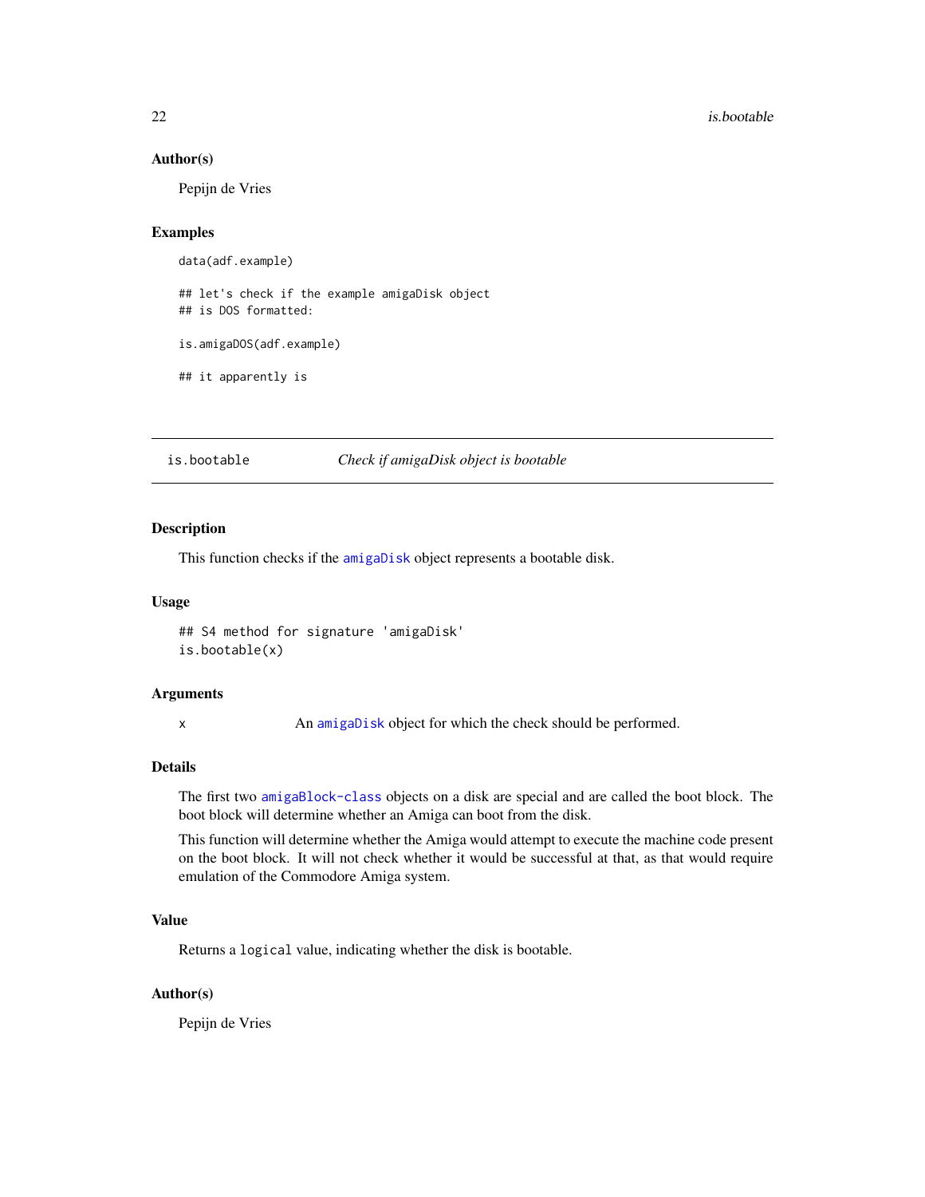### Author(s)

Pepijn de Vries

### Examples

```
data(adf.example)

## let's check if the example amigaDisk object
## is DOS formatted:

is.amigaDOS(adf.example)

## it apparently is
```

---

## is.bootable *Check if amigaDisk object is bootable*

---

### Description

This function checks if the amigaDisk object represents a bootable disk.

### Usage

```
## S4 method for signature 'amigaDisk'
is.bootable(x)
```

### Arguments

| | |
|---|---|
| x | An amigaDisk object for which the check should be performed. |

### Details

The first two amigaBlock-class objects on a disk are special and are called the boot block. The boot block will determine whether an Amiga can boot from the disk.

This function will determine whether the Amiga would attempt to execute the machine code present on the boot block. It will not check whether it would be successful at that, as that would require emulation of the Commodore Amiga system.

### Value

Returns a `logical` value, indicating whether the disk is bootable.

### Author(s)

Pepijn de Vries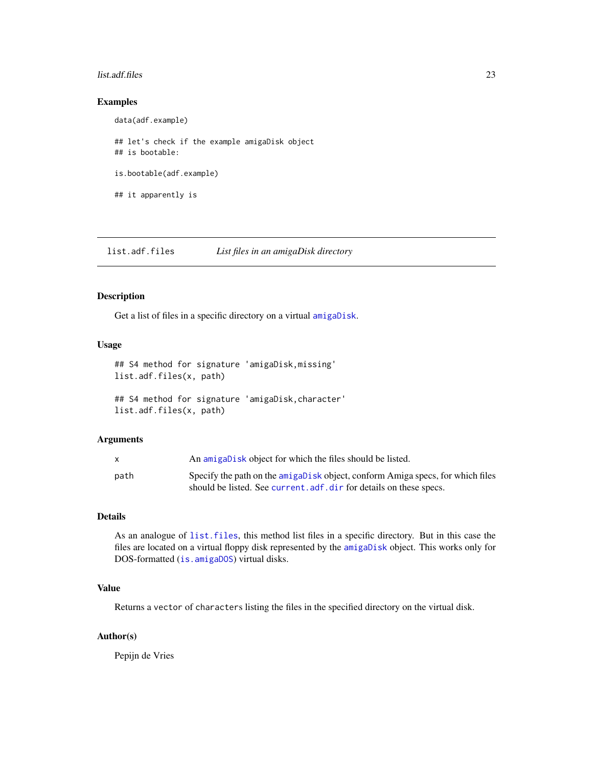### Examples

```
data(adf.example)

## let's check if the example amigaDisk object
## is bootable:

is.bootable(adf.example)

## it apparently is
```

---

## list.adf.files — *List files in an amigaDisk directory*

---

### Description

Get a list of files in a specific directory on a virtual amigaDisk.

### Usage

```
## S4 method for signature 'amigaDisk,missing'
list.adf.files(x, path)

## S4 method for signature 'amigaDisk,character'
list.adf.files(x, path)
```

### Arguments

| | |
|---|---|
| x | An amigaDisk object for which the files should be listed. |
| path | Specify the path on the amigaDisk object, conform Amiga specs, for which files should be listed. See current.adf.dir for details on these specs. |

### Details

As an analogue of list.files, this method list files in a specific directory. But in this case the files are located on a virtual floppy disk represented by the amigaDisk object. This works only for DOS-formatted (is.amigaDOS) virtual disks.

### Value

Returns a vector of characters listing the files in the specified directory on the virtual disk.

### Author(s)

Pepijn de Vries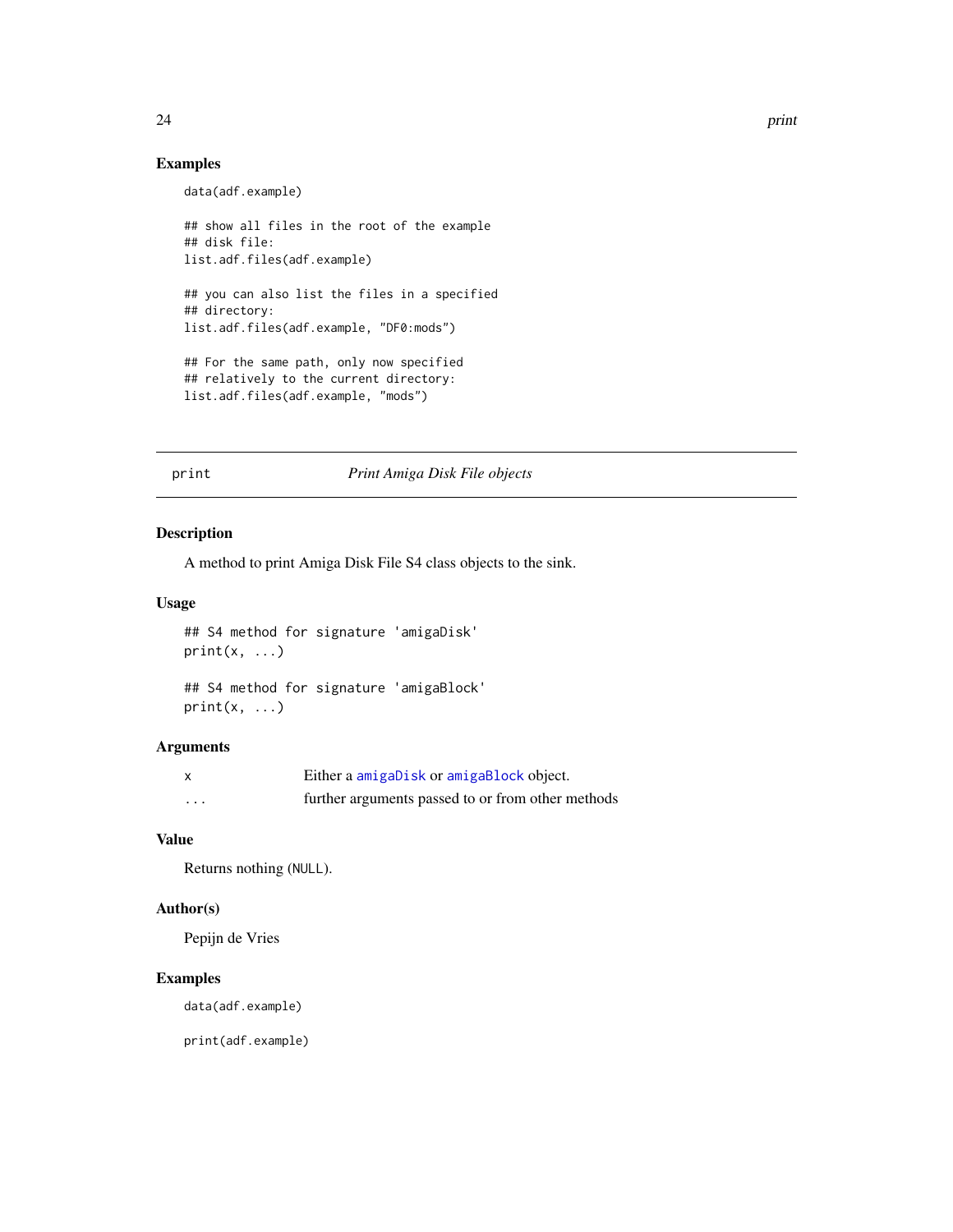### Examples

```
data(adf.example)

## show all files in the root of the example
## disk file:
list.adf.files(adf.example)

## you can also list the files in a specified
## directory:
list.adf.files(adf.example, "DF0:mods")

## For the same path, only now specified
## relatively to the current directory:
list.adf.files(adf.example, "mods")
```

---

## print — *Print Amiga Disk File objects*

---

### Description

A method to print Amiga Disk File S4 class objects to the sink.

### Usage

```
## S4 method for signature 'amigaDisk'
print(x, ...)

## S4 method for signature 'amigaBlock'
print(x, ...)
```

### Arguments

| | |
|---|---|
| x | Either a `amigaDisk` or `amigaBlock` object. |
| ... | further arguments passed to or from other methods |

### Value

Returns nothing (`NULL`).

### Author(s)

Pepijn de Vries

### Examples

```
data(adf.example)

print(adf.example)
```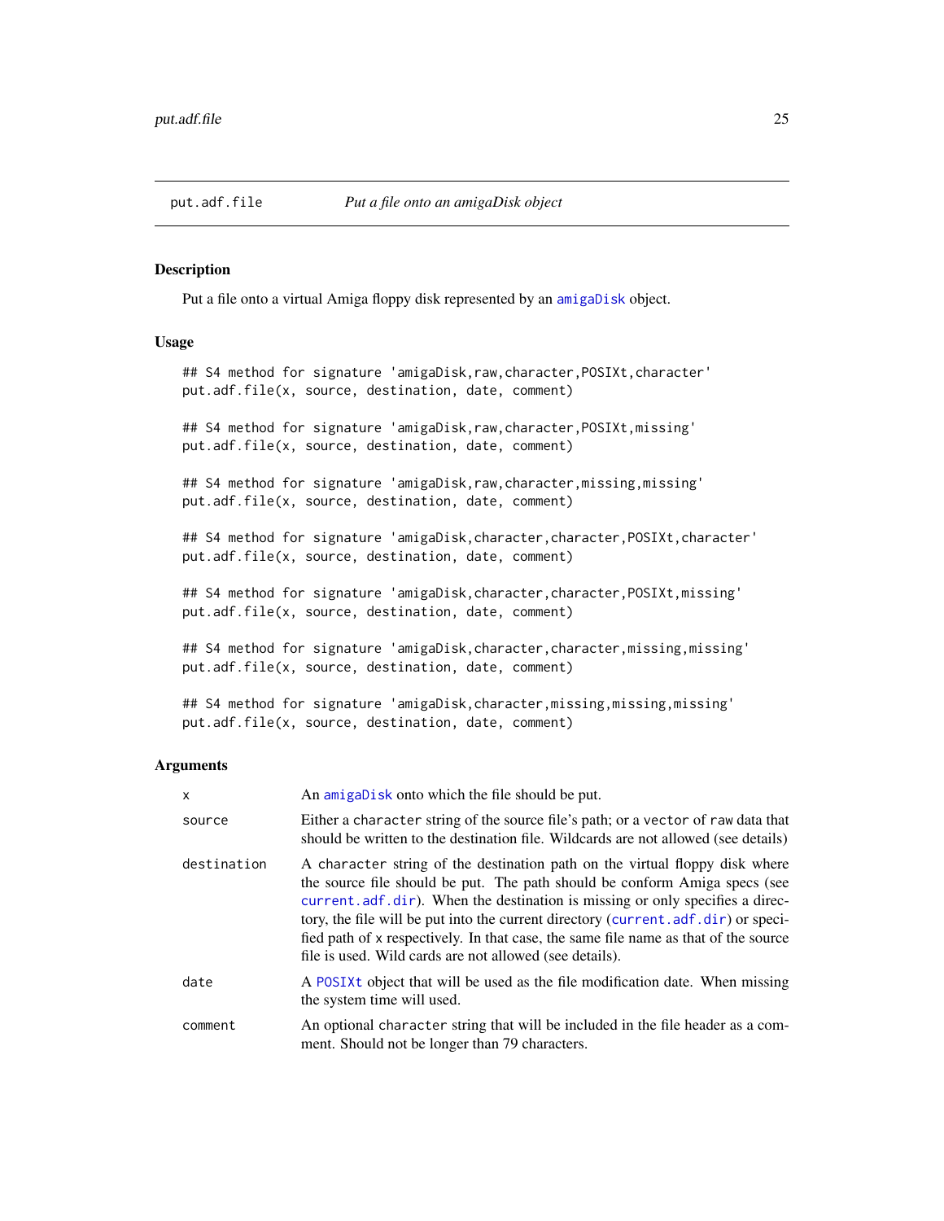## put.adf.file *Put a file onto an amigaDisk object*

### Description

Put a file onto a virtual Amiga floppy disk represented by an `amigaDisk` object.

### Usage

```
## S4 method for signature 'amigaDisk,raw,character,POSIXt,character'
put.adf.file(x, source, destination, date, comment)

## S4 method for signature 'amigaDisk,raw,character,POSIXt,missing'
put.adf.file(x, source, destination, date, comment)

## S4 method for signature 'amigaDisk,raw,character,missing,missing'
put.adf.file(x, source, destination, date, comment)

## S4 method for signature 'amigaDisk,character,character,POSIXt,character'
put.adf.file(x, source, destination, date, comment)

## S4 method for signature 'amigaDisk,character,character,POSIXt,missing'
put.adf.file(x, source, destination, date, comment)

## S4 method for signature 'amigaDisk,character,character,missing,missing'
put.adf.file(x, source, destination, date, comment)

## S4 method for signature 'amigaDisk,character,missing,missing,missing'
put.adf.file(x, source, destination, date, comment)
```

### Arguments

| | |
|---|---|
| `x` | An `amigaDisk` onto which the file should be put. |
| `source` | Either a `character` string of the source file's path; or a `vector` of `raw` data that should be written to the destination file. Wildcards are not allowed (see details) |
| `destination` | A `character` string of the destination path on the virtual floppy disk where the source file should be put. The path should be conform Amiga specs (see `current.adf.dir`). When the destination is missing or only specifies a directory, the file will be put into the current directory (`current.adf.dir`) or specified path of `x` respectively. In that case, the same file name as that of the source file is used. Wild cards are not allowed (see details). |
| `date` | A `POSIXt` object that will be used as the file modification date. When missing the system time will used. |
| `comment` | An optional `character` string that will be included in the file header as a comment. Should not be longer than 79 characters. |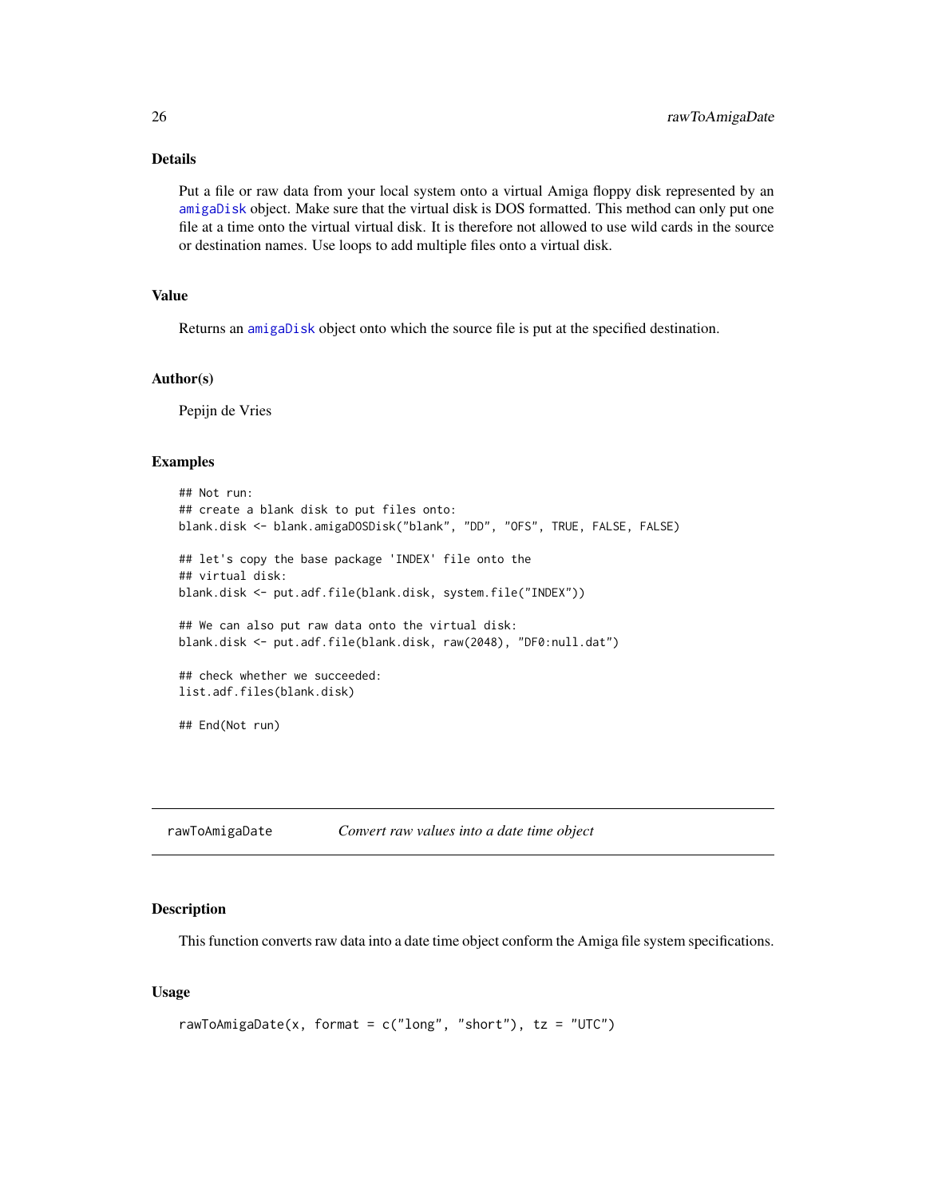### Details

Put a file or raw data from your local system onto a virtual Amiga floppy disk represented by an `amigaDisk` object. Make sure that the virtual disk is DOS formatted. This method can only put one file at a time onto the virtual virtual disk. It is therefore not allowed to use wild cards in the source or destination names. Use loops to add multiple files onto a virtual disk.

### Value

Returns an `amigaDisk` object onto which the source file is put at the specified destination.

### Author(s)

Pepijn de Vries

### Examples

```
## Not run:
## create a blank disk to put files onto:
blank.disk <- blank.amigaDOSDisk("blank", "DD", "OFS", TRUE, FALSE, FALSE)

## let's copy the base package 'INDEX' file onto the
## virtual disk:
blank.disk <- put.adf.file(blank.disk, system.file("INDEX"))

## We can also put raw data onto the virtual disk:
blank.disk <- put.adf.file(blank.disk, raw(2048), "DF0:null.dat")

## check whether we succeeded:
list.adf.files(blank.disk)

## End(Not run)
```

---

## rawToAmigaDate *Convert raw values into a date time object*

### Description

This function converts raw data into a date time object conform the Amiga file system specifications.

### Usage

```
rawToAmigaDate(x, format = c("long", "short"), tz = "UTC")
```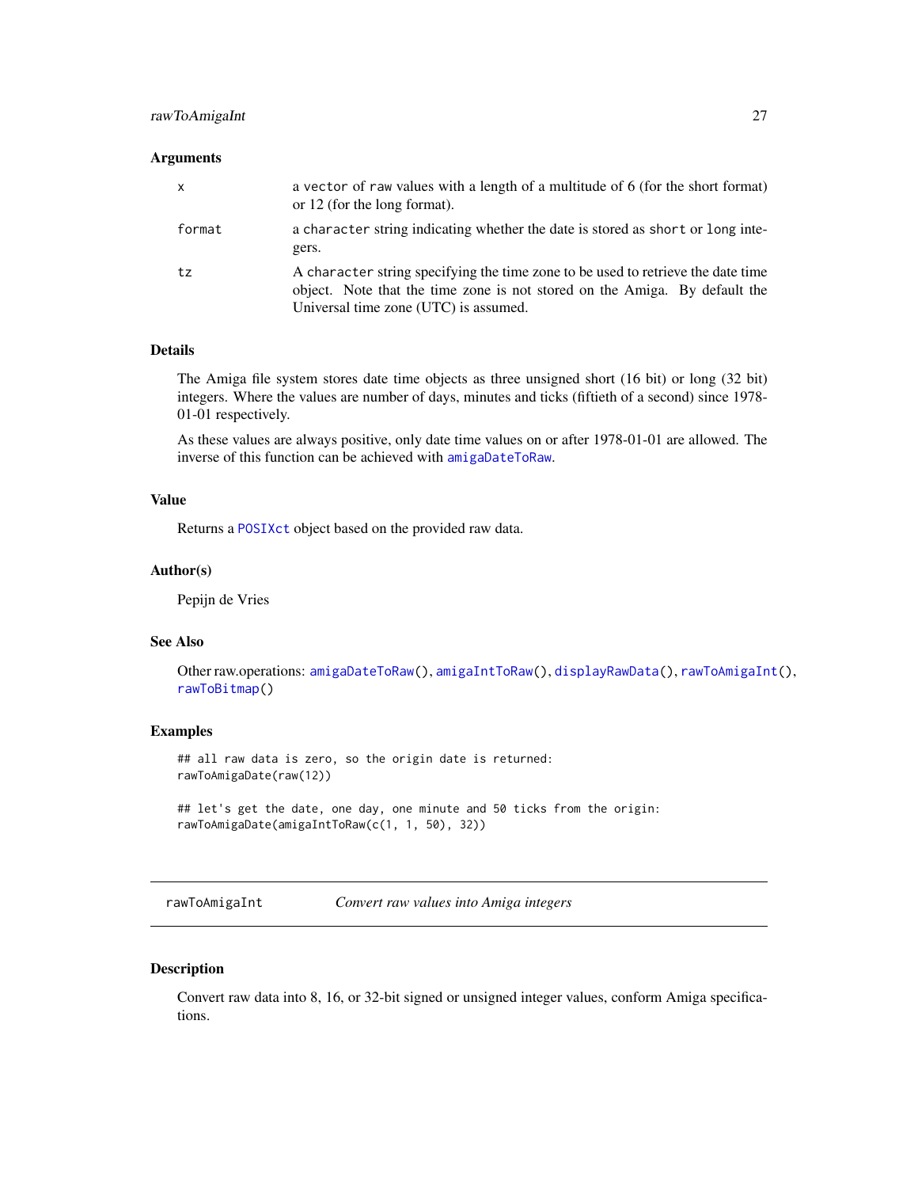### Arguments

| | |
|---|---|
| `x` | a `vector` of `raw` values with a length of a multitude of 6 (for the short format) or 12 (for the long format). |
| `format` | a `character` string indicating whether the date is stored as `short` or `long` integers. |
| `tz` | A `character` string specifying the time zone to be used to retrieve the date time object. Note that the time zone is not stored on the Amiga. By default the Universal time zone (UTC) is assumed. |

### Details

The Amiga file system stores date time objects as three unsigned short (16 bit) or long (32 bit) integers. Where the values are number of days, minutes and ticks (fiftieth of a second) since 1978-01-01 respectively.

As these values are always positive, only date time values on or after 1978-01-01 are allowed. The inverse of this function can be achieved with `amigaDateToRaw`.

### Value

Returns a `POSIXct` object based on the provided raw data.

### Author(s)

Pepijn de Vries

### See Also

Other raw.operations: `amigaDateToRaw()`, `amigaIntToRaw()`, `displayRawData()`, `rawToAmigaInt()`, `rawToBitmap()`

### Examples

```
## all raw data is zero, so the origin date is returned:
rawToAmigaDate(raw(12))

## let's get the date, one day, one minute and 50 ticks from the origin:
rawToAmigaDate(amigaIntToRaw(c(1, 1, 50), 32))
```

---

## `rawToAmigaInt` *Convert raw values into Amiga integers*

### Description

Convert raw data into 8, 16, or 32-bit signed or unsigned integer values, conform Amiga specifications.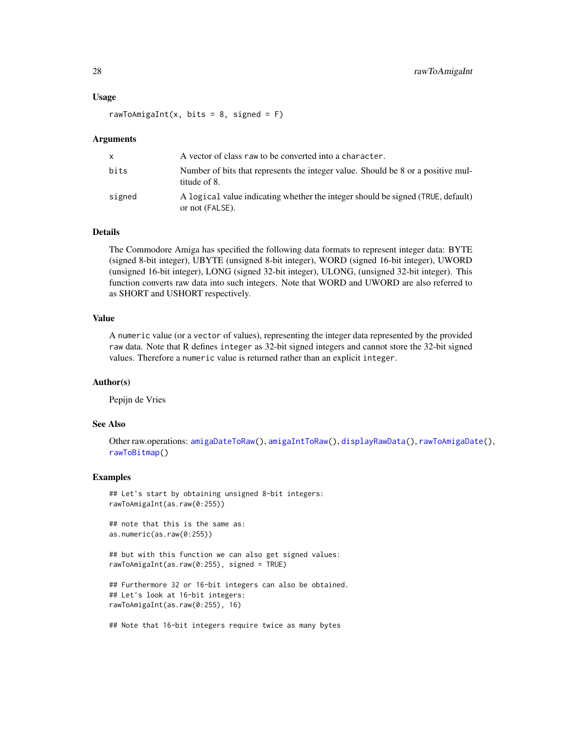### Usage

```
rawToAmigaInt(x, bits = 8, signed = F)
```

### Arguments

| | |
|---|---|
| x | A vector of class raw to be converted into a character. |
| bits | Number of bits that represents the integer value. Should be 8 or a positive multitude of 8. |
| signed | A logical value indicating whether the integer should be signed (TRUE, default) or not (FALSE). |

### Details

The Commodore Amiga has specified the following data formats to represent integer data: BYTE (signed 8-bit integer), UBYTE (unsigned 8-bit integer), WORD (signed 16-bit integer), UWORD (unsigned 16-bit integer), LONG (signed 32-bit integer), ULONG, (unsigned 32-bit integer). This function converts raw data into such integers. Note that WORD and UWORD are also referred to as SHORT and USHORT respectively.

### Value

A numeric value (or a vector of values), representing the integer data represented by the provided raw data. Note that R defines integer as 32-bit signed integers and cannot store the 32-bit signed values. Therefore a numeric value is returned rather than an explicit integer.

### Author(s)

Pepijn de Vries

### See Also

Other raw.operations: amigaDateToRaw(), amigaIntToRaw(), displayRawData(), rawToAmigaDate(), rawToBitmap()

### Examples

```
## Let's start by obtaining unsigned 8-bit integers:
rawToAmigaInt(as.raw(0:255))

## note that this is the same as:
as.numeric(as.raw(0:255))

## but with this function we can also get signed values:
rawToAmigaInt(as.raw(0:255), signed = TRUE)

## Furthermore 32 or 16-bit integers can also be obtained.
## Let's look at 16-bit integers:
rawToAmigaInt(as.raw(0:255), 16)

## Note that 16-bit integers require twice as many bytes
```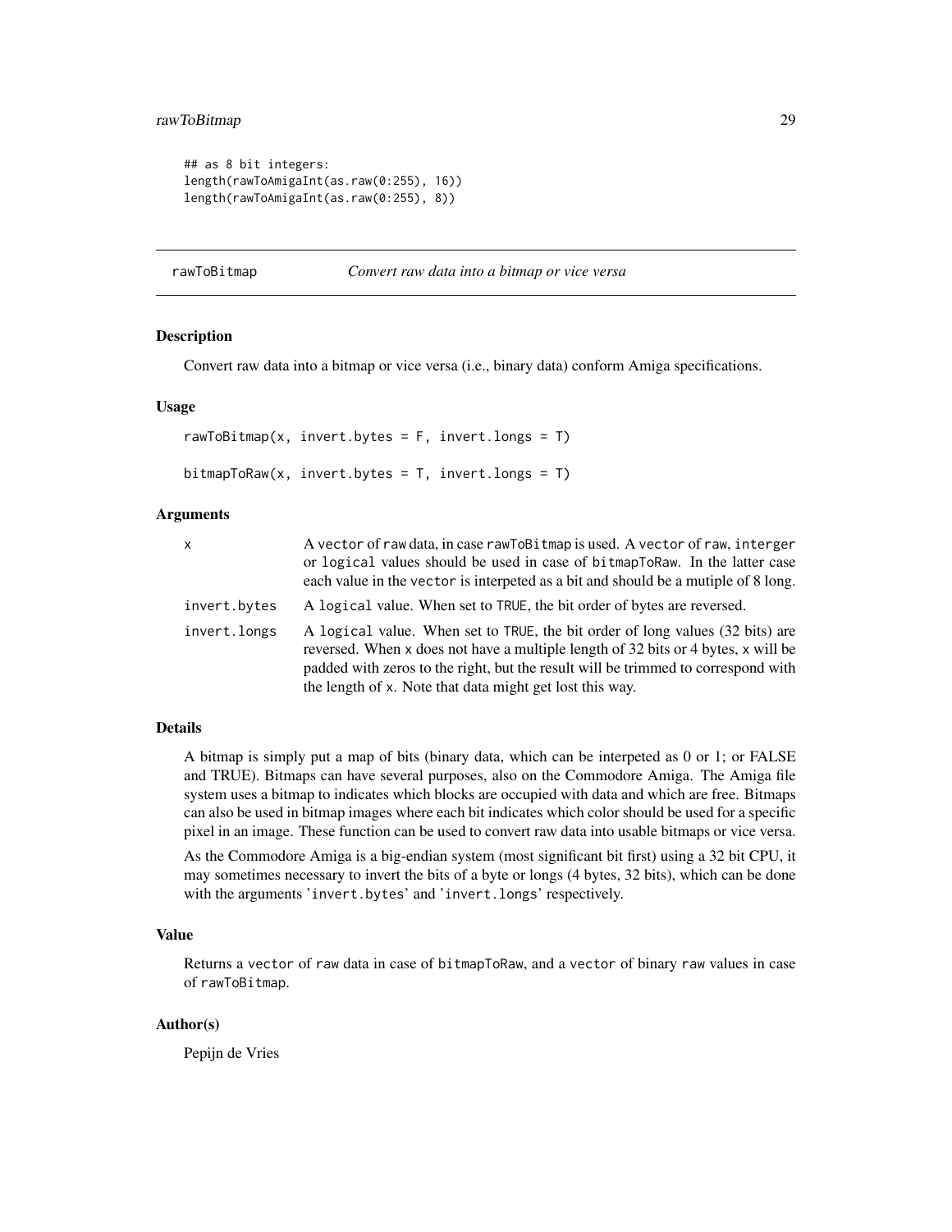```
## as 8 bit integers:
length(rawToAmigaInt(as.raw(0:255), 16))
length(rawToAmigaInt(as.raw(0:255), 8))
```

---

## rawToBitmap — *Convert raw data into a bitmap or vice versa*

### Description

Convert raw data into a bitmap or vice versa (i.e., binary data) conform Amiga specifications.

### Usage

```
rawToBitmap(x, invert.bytes = F, invert.longs = T)

bitmapToRaw(x, invert.bytes = T, invert.longs = T)
```

### Arguments

| | |
|---|---|
| `x` | A `vector` of `raw` data, in case `rawToBitmap` is used. A `vector` of `raw`, `interger` or `logical` values should be used in case of `bitmapToRaw`. In the latter case each value in the `vector` is interpeted as a bit and should be a mutiple of 8 long. |
| `invert.bytes` | A `logical` value. When set to `TRUE`, the bit order of bytes are reversed. |
| `invert.longs` | A `logical` value. When set to `TRUE`, the bit order of long values (32 bits) are reversed. When `x` does not have a multiple length of 32 bits or 4 bytes, `x` will be padded with zeros to the right, but the result will be trimmed to correspond with the length of `x`. Note that data might get lost this way. |

### Details

A bitmap is simply put a map of bits (binary data, which can be interpeted as 0 or 1; or FALSE and TRUE). Bitmaps can have several purposes, also on the Commodore Amiga. The Amiga file system uses a bitmap to indicates which blocks are occupied with data and which are free. Bitmaps can also be used in bitmap images where each bit indicates which color should be used for a specific pixel in an image. These function can be used to convert raw data into usable bitmaps or vice versa.

As the Commodore Amiga is a big-endian system (most significant bit first) using a 32 bit CPU, it may sometimes necessary to invert the bits of a byte or longs (4 bytes, 32 bits), which can be done with the arguments '`invert.bytes`' and '`invert.longs`' respectively.

### Value

Returns a `vector` of `raw` data in case of `bitmapToRaw`, and a `vector` of binary `raw` values in case of `rawToBitmap`.

### Author(s)

Pepijn de Vries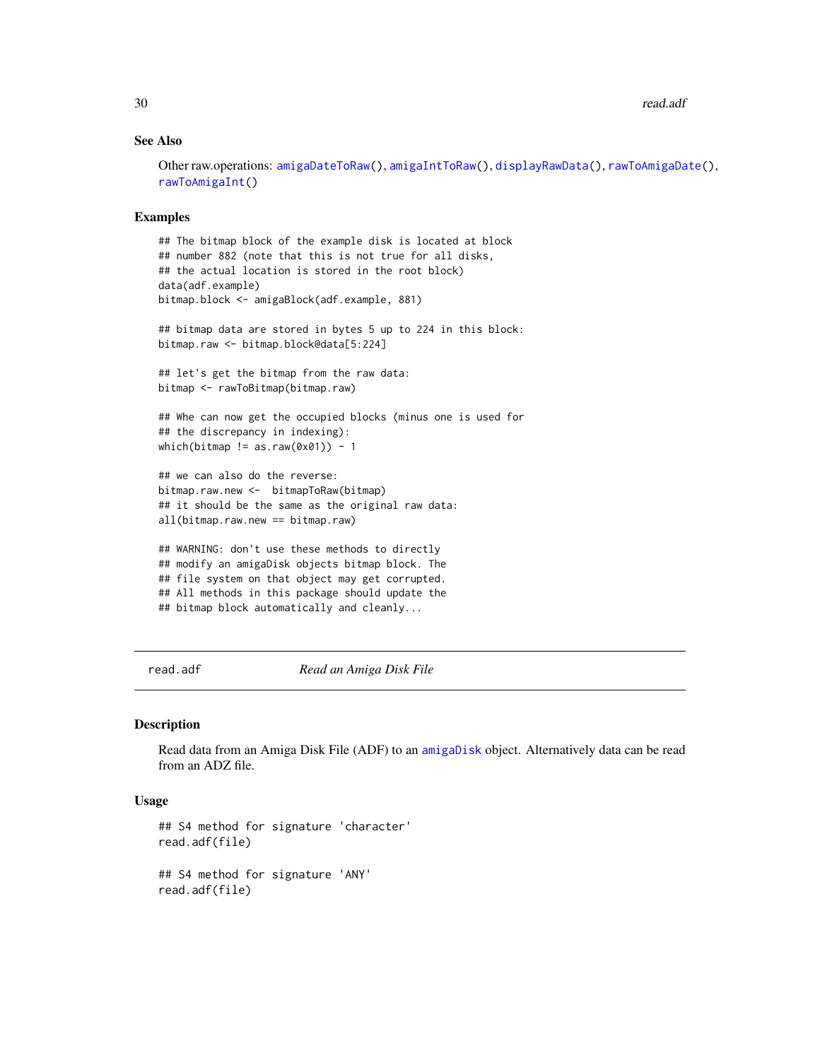### See Also

Other raw.operations: `amigaDateToRaw()`, `amigaIntToRaw()`, `displayRawData()`, `rawToAmigaDate()`, `rawToAmigaInt()`

### Examples

```
## The bitmap block of the example disk is located at block
## number 882 (note that this is not true for all disks,
## the actual location is stored in the root block)
data(adf.example)
bitmap.block <- amigaBlock(adf.example, 881)

## bitmap data are stored in bytes 5 up to 224 in this block:
bitmap.raw <- bitmap.block@data[5:224]

## let's get the bitmap from the raw data:
bitmap <- rawToBitmap(bitmap.raw)

## Whe can now get the occupied blocks (minus one is used for
## the discrepancy in indexing):
which(bitmap != as.raw(0x01)) - 1

## we can also do the reverse:
bitmap.raw.new <-  bitmapToRaw(bitmap)
## it should be the same as the original raw data:
all(bitmap.raw.new == bitmap.raw)

## WARNING: don't use these methods to directly
## modify an amigaDisk objects bitmap block. The
## file system on that object may get corrupted.
## All methods in this package should update the
## bitmap block automatically and cleanly...
```

---

## read.adf *Read an Amiga Disk File*

---

### Description

Read data from an Amiga Disk File (ADF) to an `amigaDisk` object. Alternatively data can be read from an ADZ file.

### Usage

```
## S4 method for signature 'character'
read.adf(file)

## S4 method for signature 'ANY'
read.adf(file)
```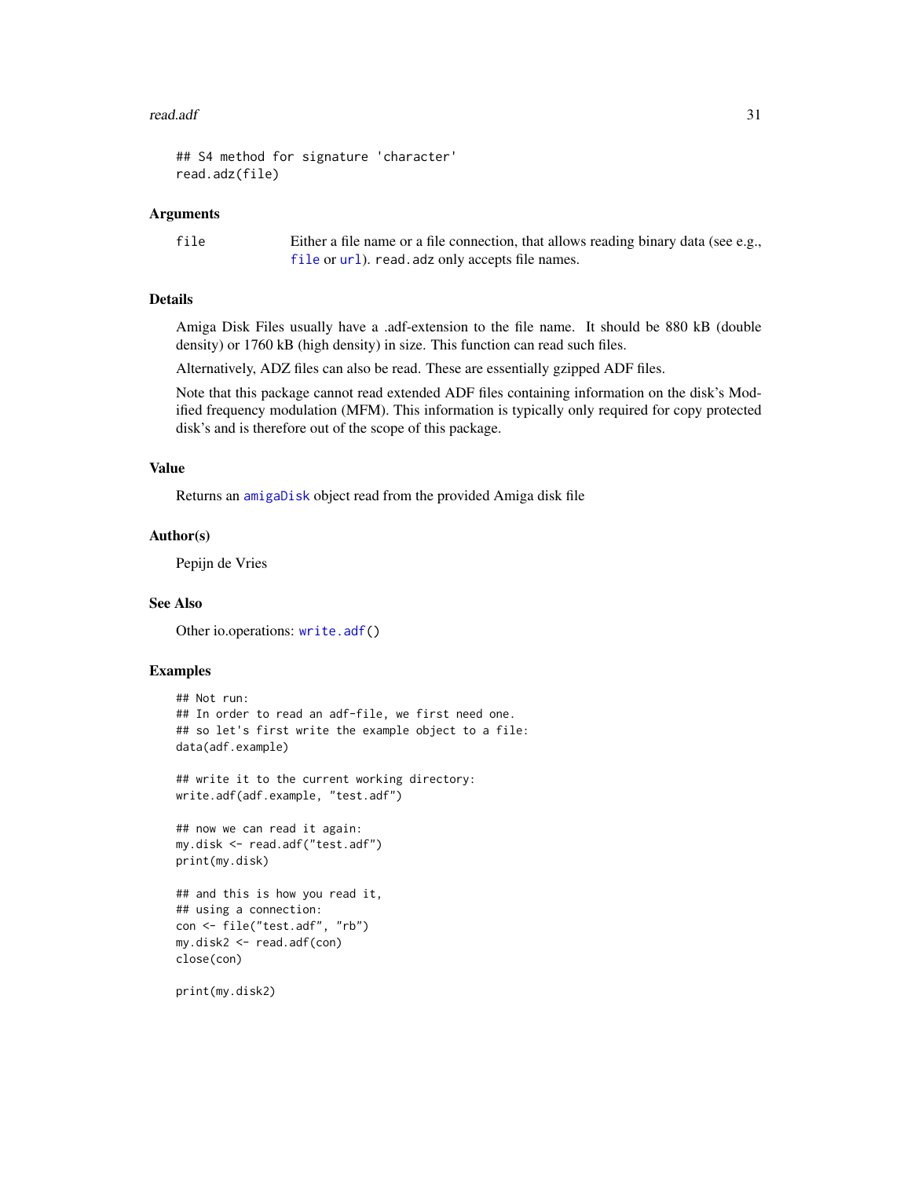```
## S4 method for signature 'character'
read.adz(file)
```

### Arguments

file    Either a file name or a file connection, that allows reading binary data (see e.g., `file` or `url`). `read.adz` only accepts file names.

### Details

Amiga Disk Files usually have a .adf-extension to the file name. It should be 880 kB (double density) or 1760 kB (high density) in size. This function can read such files.

Alternatively, ADZ files can also be read. These are essentially gzipped ADF files.

Note that this package cannot read extended ADF files containing information on the disk's Modified frequency modulation (MFM). This information is typically only required for copy protected disk's and is therefore out of the scope of this package.

### Value

Returns an `amigaDisk` object read from the provided Amiga disk file

### Author(s)

Pepijn de Vries

### See Also

Other io.operations: `write.adf()`

### Examples

```
## Not run:
## In order to read an adf-file, we first need one.
## so let's first write the example object to a file:
data(adf.example)

## write it to the current working directory:
write.adf(adf.example, "test.adf")

## now we can read it again:
my.disk <- read.adf("test.adf")
print(my.disk)

## and this is how you read it,
## using a connection:
con <- file("test.adf", "rb")
my.disk2 <- read.adf(con)
close(con)

print(my.disk2)
```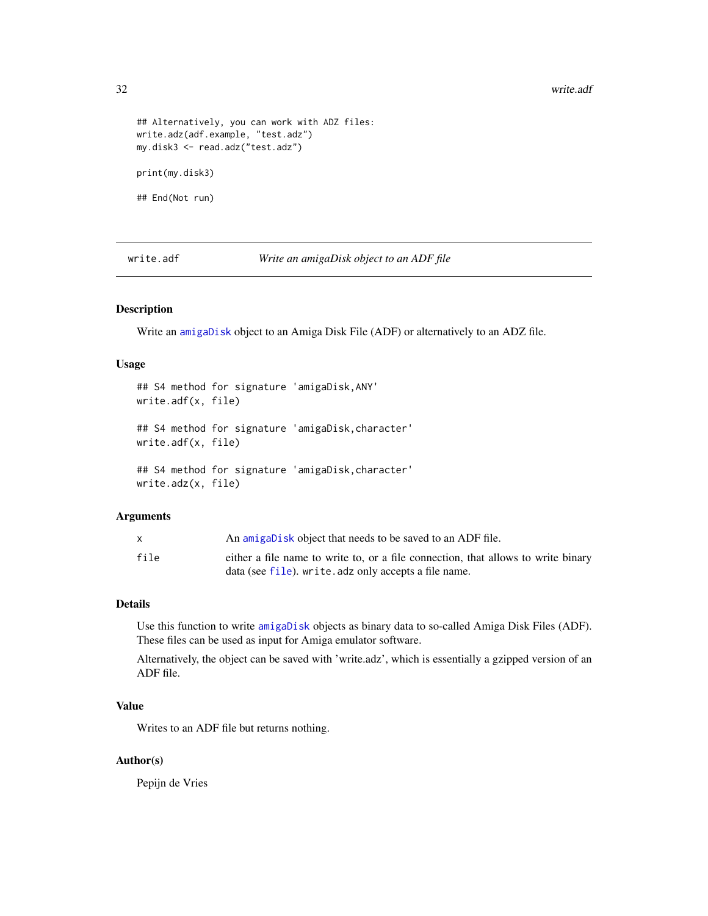```
## Alternatively, you can work with ADZ files:
write.adz(adf.example, "test.adz")
my.disk3 <- read.adz("test.adz")

print(my.disk3)

## End(Not run)
```

---

## write.adf — *Write an amigaDisk object to an ADF file*

---

### Description

Write an amigaDisk object to an Amiga Disk File (ADF) or alternatively to an ADZ file.

### Usage

```
## S4 method for signature 'amigaDisk,ANY'
write.adf(x, file)

## S4 method for signature 'amigaDisk,character'
write.adf(x, file)

## S4 method for signature 'amigaDisk,character'
write.adz(x, file)
```

### Arguments

| | |
|---|---|
| x | An amigaDisk object that needs to be saved to an ADF file. |
| file | either a file name to write to, or a file connection, that allows to write binary data (see file). write.adz only accepts a file name. |

### Details

Use this function to write amigaDisk objects as binary data to so-called Amiga Disk Files (ADF). These files can be used as input for Amiga emulator software.

Alternatively, the object can be saved with 'write.adz', which is essentially a gzipped version of an ADF file.

### Value

Writes to an ADF file but returns nothing.

### Author(s)

Pepijn de Vries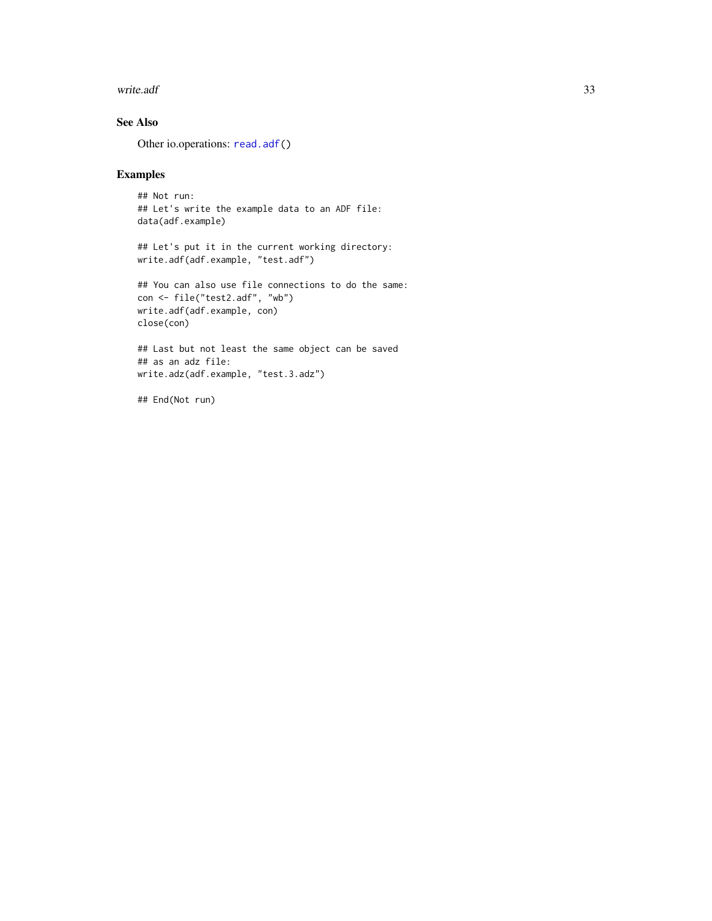## See Also

Other io.operations: `read.adf()`

## Examples

```
## Not run:
## Let's write the example data to an ADF file:
data(adf.example)

## Let's put it in the current working directory:
write.adf(adf.example, "test.adf")

## You can also use file connections to do the same:
con <- file("test2.adf", "wb")
write.adf(adf.example, con)
close(con)

## Last but not least the same object can be saved
## as an adz file:
write.adz(adf.example, "test.3.adz")

## End(Not run)
```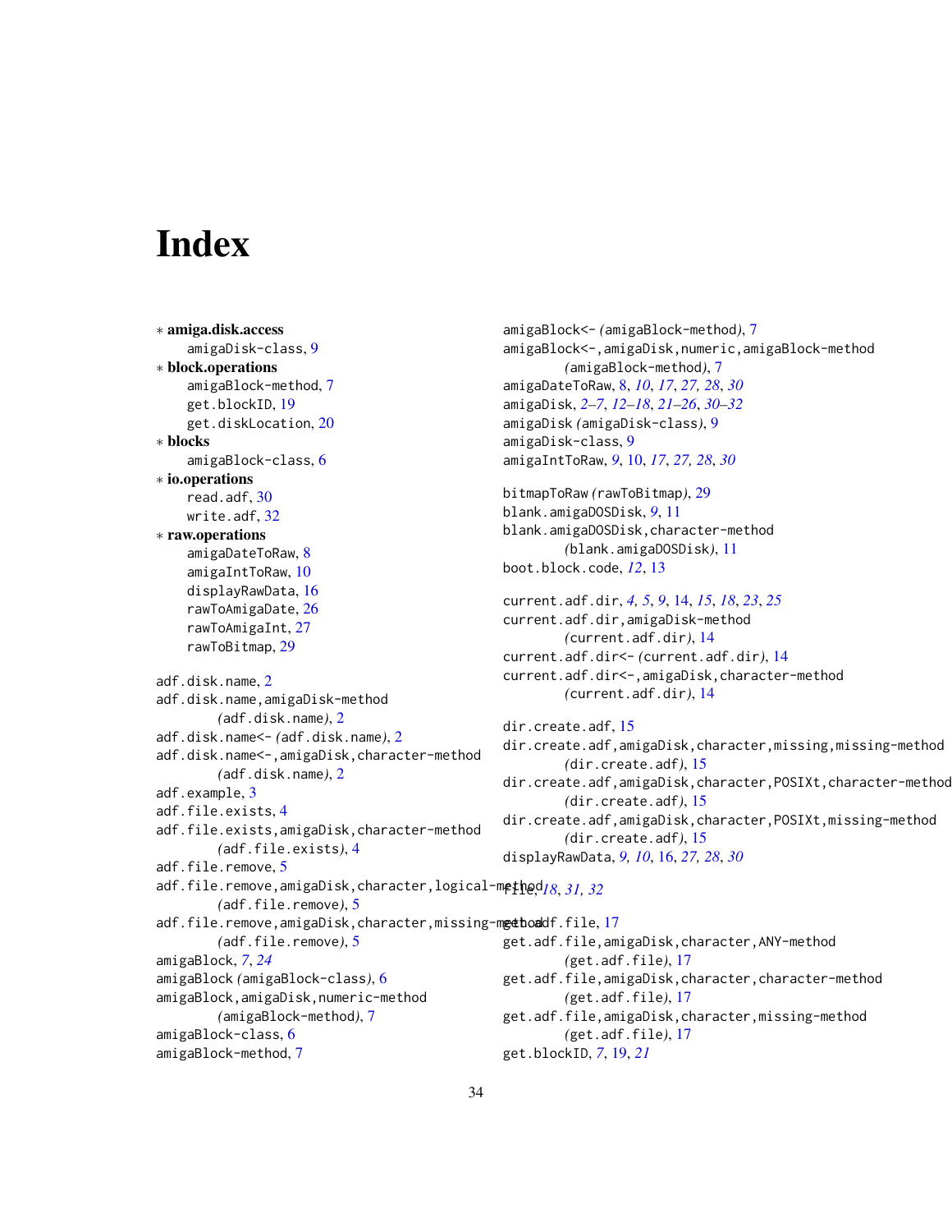# Index

∗ **amiga.disk.access**
    amigaDisk-class, 9
∗ **block.operations**
    amigaBlock-method, 7
    get.blockID, 19
    get.diskLocation, 20
∗ **blocks**
    amigaBlock-class, 6
∗ **io.operations**
    read.adf, 30
    write.adf, 32
∗ **raw.operations**
    amigaDateToRaw, 8
    amigaIntToRaw, 10
    displayRawData, 16
    rawToAmigaDate, 26
    rawToAmigaInt, 27
    rawToBitmap, 29

adf.disk.name, 2
adf.disk.name,amigaDisk-method
        *(*adf.disk.name*)*, 2
adf.disk.name<- *(*adf.disk.name*)*, 2
adf.disk.name<-,amigaDisk,character-method
        *(*adf.disk.name*)*, 2
adf.example, 3
adf.file.exists, 4
adf.file.exists,amigaDisk,character-method
        *(*adf.file.exists*)*, 4
adf.file.remove, 5
adf.file.remove,amigaDisk,character,logical-method
        *(*adf.file.remove*)*, 5
adf.file.remove,amigaDisk,character,missing-method
        *(*adf.file.remove*)*, 5
amigaBlock, *7*, *24*
amigaBlock *(*amigaBlock-class*)*, 6
amigaBlock,amigaDisk,numeric-method
        *(*amigaBlock-method*)*, 7
amigaBlock-class, 6
amigaBlock-method, 7
amigaBlock<- *(*amigaBlock-method*)*, 7
amigaBlock<-,amigaDisk,numeric,amigaBlock-method
        *(*amigaBlock-method*)*, 7
amigaDateToRaw, 8, *10*, *17*, *27, 28*, *30*
amigaDisk, *2–7*, *12–18*, *21–26*, *30–32*
amigaDisk *(*amigaDisk-class*)*, 9
amigaDisk-class, 9
amigaIntToRaw, *9*, 10, *17*, *27, 28*, *30*

bitmapToRaw *(*rawToBitmap*)*, 29
blank.amigaDOSDisk, *9*, 11
blank.amigaDOSDisk,character-method
        *(*blank.amigaDOSDisk*)*, 11
boot.block.code, *12*, 13

current.adf.dir, *4, 5*, *9*, 14, *15*, *18*, *23*, *25*
current.adf.dir,amigaDisk-method
        *(*current.adf.dir*)*, 14
current.adf.dir<- *(*current.adf.dir*)*, 14
current.adf.dir<-,amigaDisk,character-method
        *(*current.adf.dir*)*, 14

dir.create.adf, 15
dir.create.adf,amigaDisk,character,missing,missing-method
        *(*dir.create.adf*)*, 15
dir.create.adf,amigaDisk,character,POSIXt,character-method
        *(*dir.create.adf*)*, 15
dir.create.adf,amigaDisk,character,POSIXt,missing-method
        *(*dir.create.adf*)*, 15
displayRawData, *9, 10*, 16, *27, 28*, *30*

file, *18*, *31, 32*

get.adf.file, 17
get.adf.file,amigaDisk,character,ANY-method
        *(*get.adf.file*)*, 17
get.adf.file,amigaDisk,character,character-method
        *(*get.adf.file*)*, 17
get.adf.file,amigaDisk,character,missing-method
        *(*get.adf.file*)*, 17
get.blockID, *7*, 19, *21*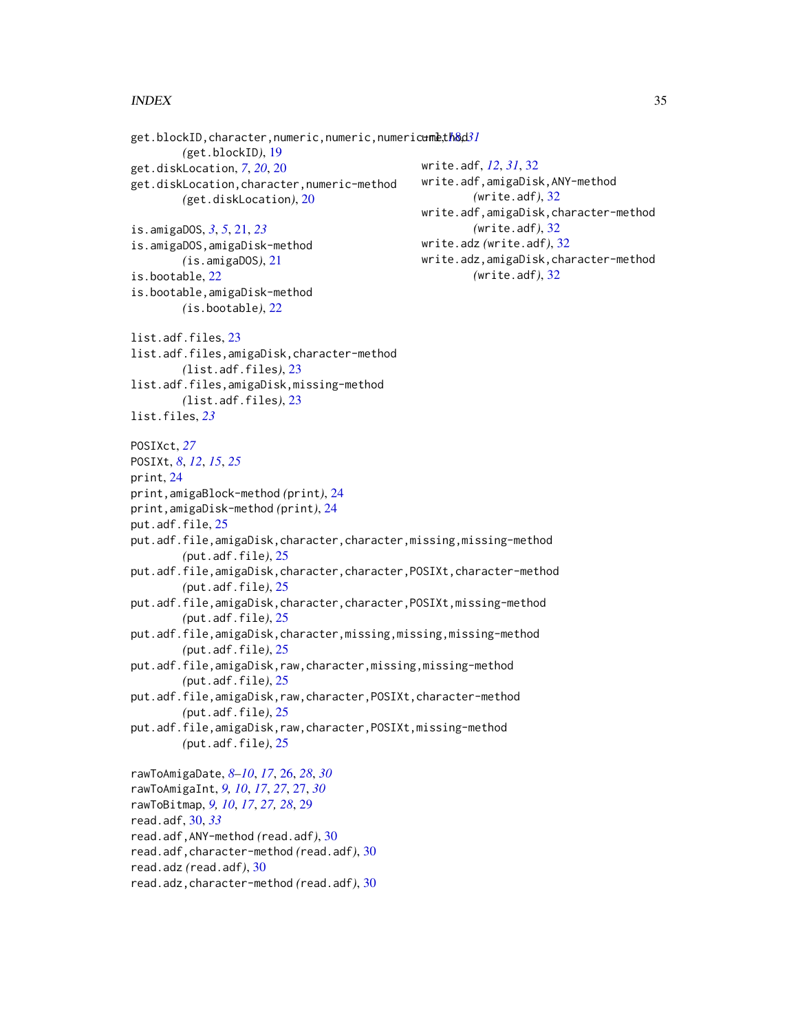get.blockID,character,numeric,numeric,numeric-method
(get.blockID), 19
get.diskLocation, *7*, *20*, 20
get.diskLocation,character,numeric-method
(get.diskLocation), 20

is.amigaDOS, *3*, *5*, 21, *23*
is.amigaDOS,amigaDisk-method
(is.amigaDOS), 21
is.bootable, 22
is.bootable,amigaDisk-method
(is.bootable), 22

list.adf.files, 23
list.adf.files,amigaDisk,character-method
(list.adf.files), 23
list.adf.files,amigaDisk,missing-method
(list.adf.files), 23
list.files, *23*

POSIXct, *27*
POSIXlt, *8*, *12*, *15*, *25*
print, 24
print,amigaBlock-method (print), 24
print,amigaDisk-method (print), 24
put.adf.file, 25
put.adf.file,amigaDisk,character,character,missing,missing-method
(put.adf.file), 25
put.adf.file,amigaDisk,character,character,POSIXt,character-method
(put.adf.file), 25
put.adf.file,amigaDisk,character,character,POSIXt,missing-method
(put.adf.file), 25
put.adf.file,amigaDisk,character,missing,missing,missing-method
(put.adf.file), 25
put.adf.file,amigaDisk,raw,character,missing,missing-method
(put.adf.file), 25
put.adf.file,amigaDisk,raw,character,POSIXt,character-method
(put.adf.file), 25
put.adf.file,amigaDisk,raw,character,POSIXt,missing-method
(put.adf.file), 25

rawToAmigaDate, *8–10*, *17*, 26, *28*, *30*
rawToAmigaInt, *9*, *10*, *17*, *27*, 27, *30*
rawToBitmap, *9*, *10*, *17*, *27*, *28*, 29
read.adf, 30, *33*
read.adf,ANY-method (read.adf), 30
read.adf,character-method (read.adf), 30
read.adz (read.adf), 30
read.adz,character-method (read.adf), 30

unz, *18*, *31*

write.adf, *12*, *31*, 32
write.adf,amigaDisk,ANY-method
(write.adf), 32
write.adf,amigaDisk,character-method
(write.adf), 32
write.adz (write.adf), 32
write.adz,amigaDisk,character-method
(write.adf), 32